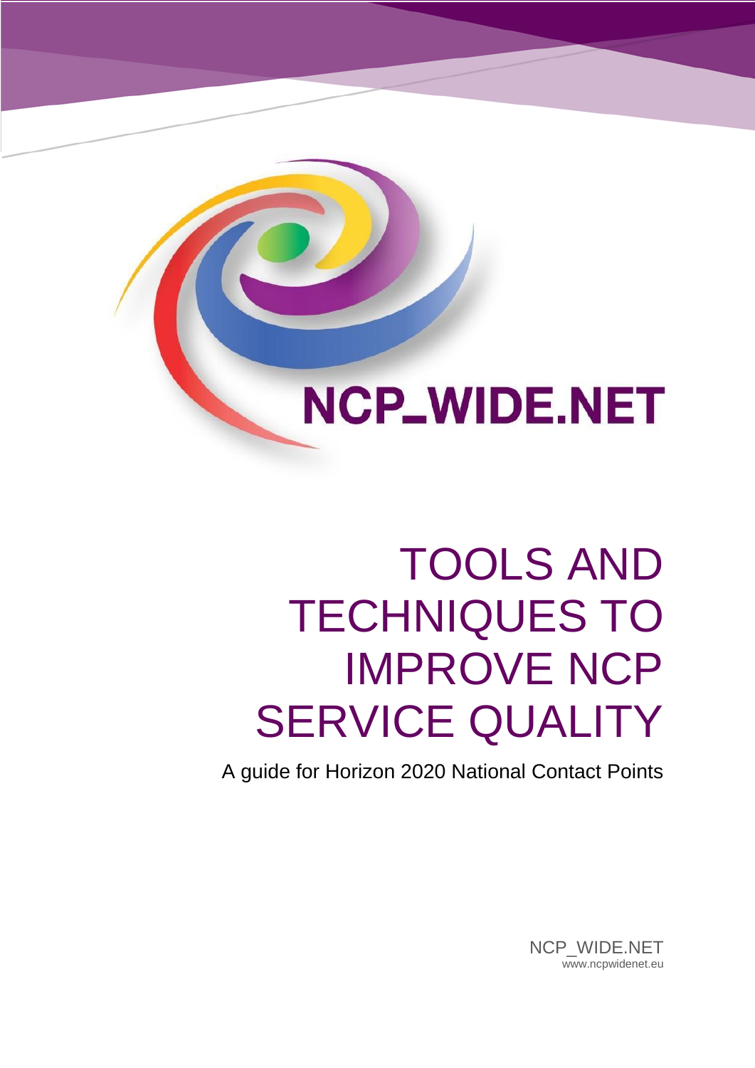NCP_WIDE.NET

# TOOLS AND TECHNIQUES TO IMPROVE NCP SERVICE QUALITY

A guide for Horizon 2020 National Contact Points

NCP_WIDE.NET
www.ncpwidenet.eu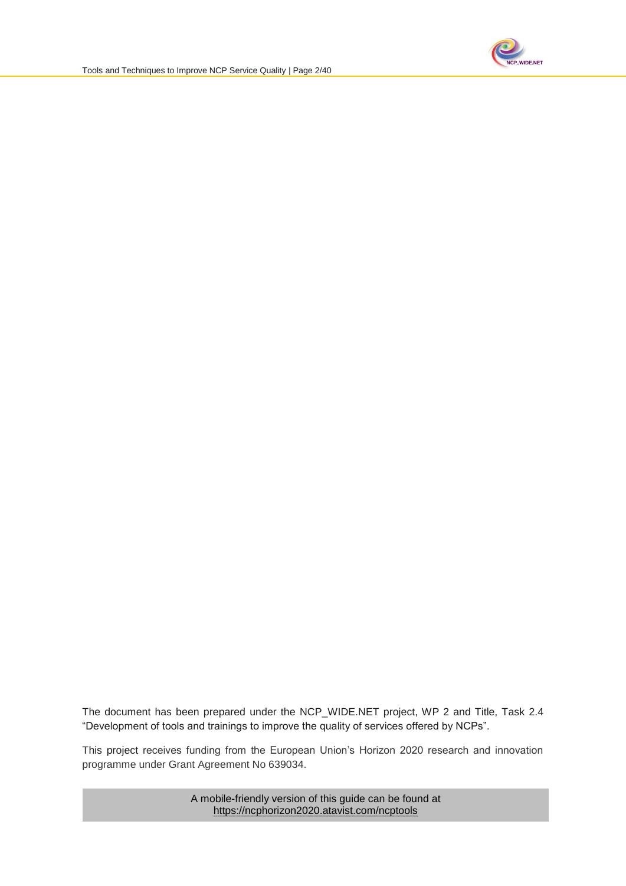The document has been prepared under the NCP_WIDE.NET project, WP 2 and Title, Task 2.4 "Development of tools and trainings to improve the quality of services offered by NCPs".

This project receives funding from the European Union's Horizon 2020 research and innovation programme under Grant Agreement No 639034.

A mobile-friendly version of this guide can be found at https://ncphorizon2020.atavist.com/ncptools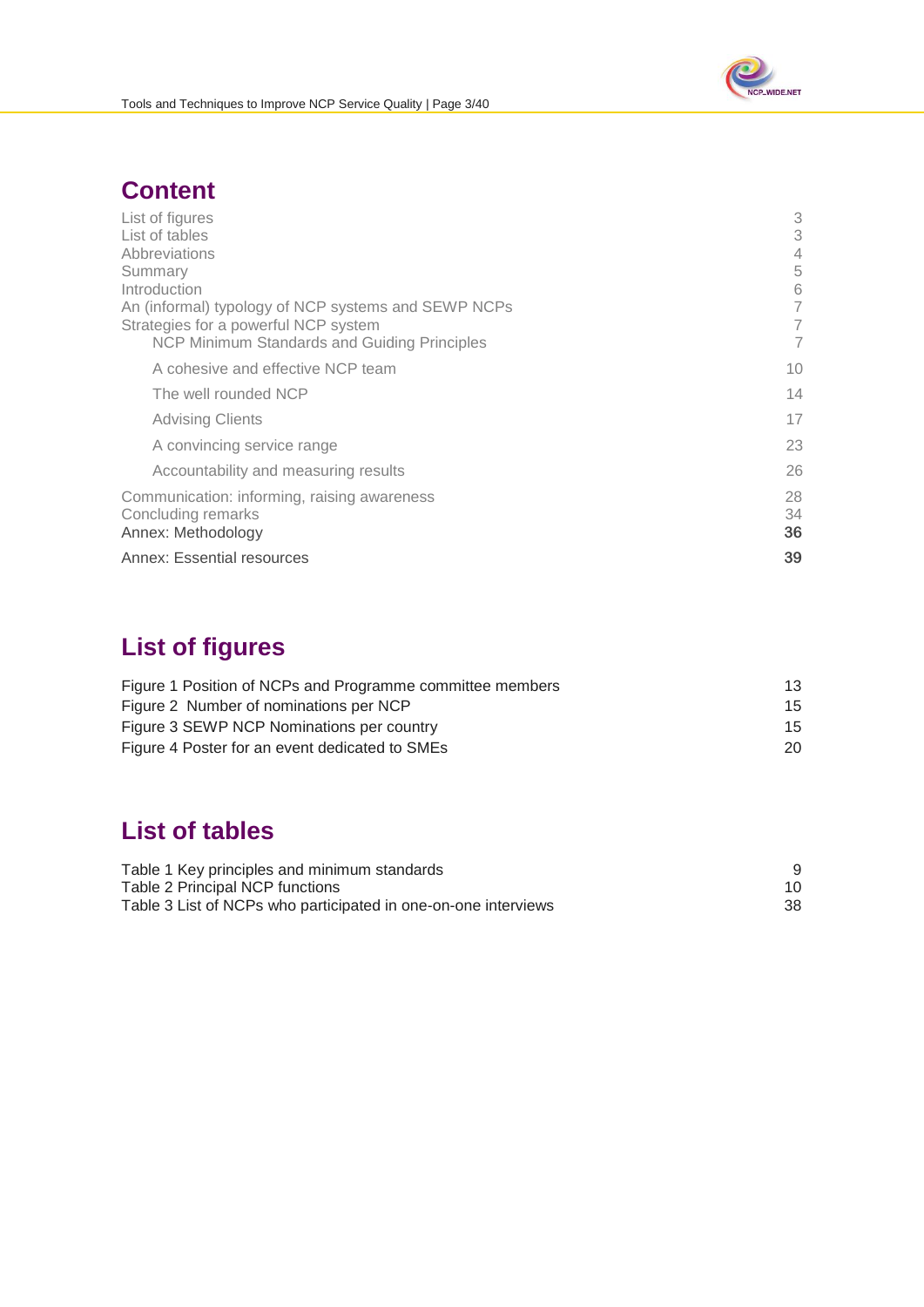## Content

| | |
|---|---|
| List of figures | 3 |
| List of tables | 3 |
| Abbreviations | 4 |
| Summary | 5 |
| Introduction | 6 |
| An (informal) typology of NCP systems and SEWP NCPs | 7 |
| Strategies for a powerful NCP system | 7 |
| NCP Minimum Standards and Guiding Principles | 7 |
| A cohesive and effective NCP team | 10 |
| The well rounded NCP | 14 |
| Advising Clients | 17 |
| A convincing service range | 23 |
| Accountability and measuring results | 26 |
| Communication: informing, raising awareness | 28 |
| Concluding remarks | 34 |
| Annex: Methodology | **36** |
| Annex: Essential resources | **39** |

## List of figures

| | |
|---|---|
| Figure 1 Position of NCPs and Programme committee members | 13 |
| Figure 2 Number of nominations per NCP | 15 |
| Figure 3 SEWP NCP Nominations per country | 15 |
| Figure 4 Poster for an event dedicated to SMEs | 20 |

## List of tables

| | |
|---|---|
| Table 1 Key principles and minimum standards | 9 |
| Table 2 Principal NCP functions | 10 |
| Table 3 List of NCPs who participated in one-on-one interviews | 38 |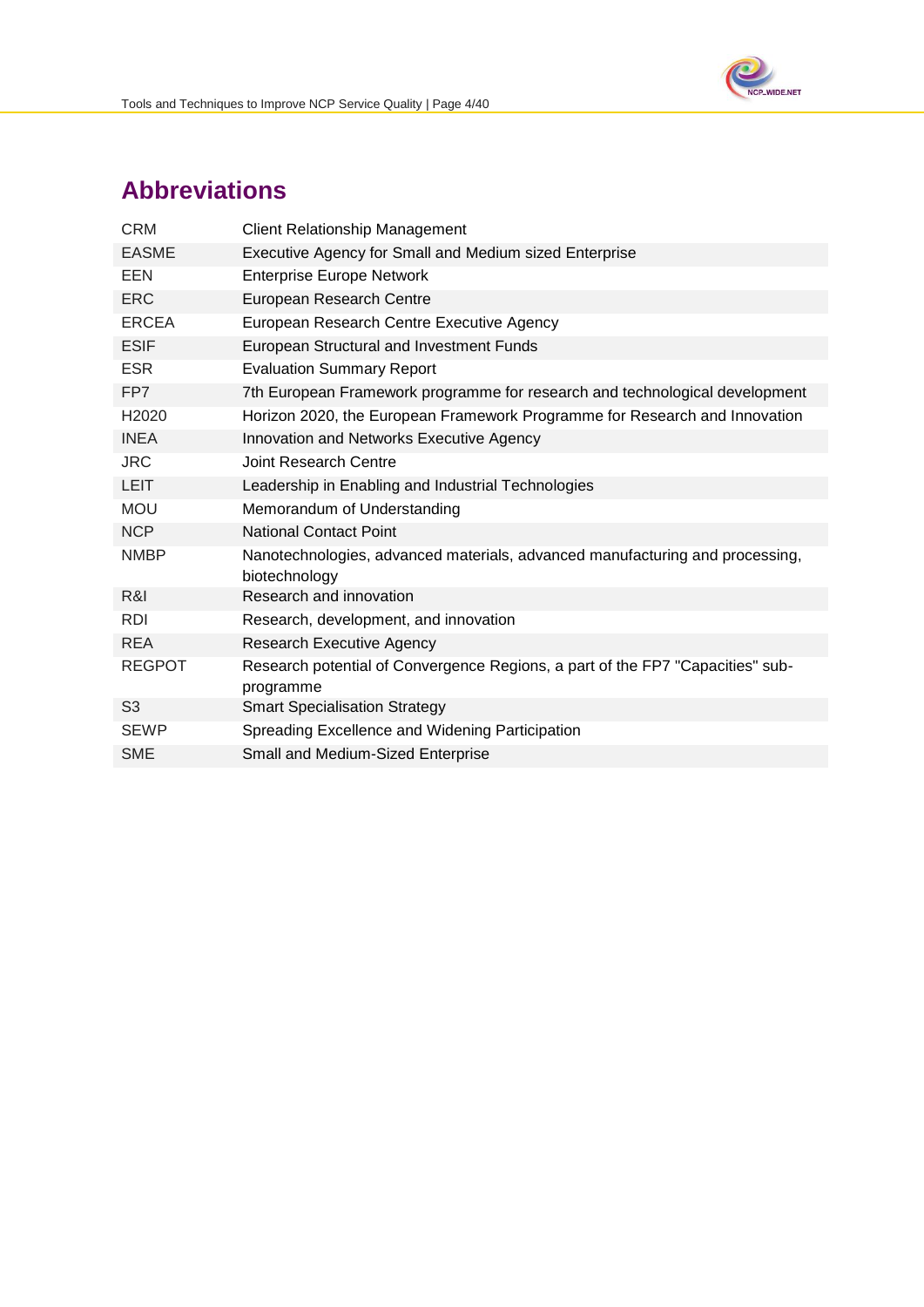## Abbreviations

| | |
|---|---|
| CRM | Client Relationship Management |
| EASME | Executive Agency for Small and Medium sized Enterprise |
| EEN | Enterprise Europe Network |
| ERC | European Research Centre |
| ERCEA | European Research Centre Executive Agency |
| ESIF | European Structural and Investment Funds |
| ESR | Evaluation Summary Report |
| FP7 | 7th European Framework programme for research and technological development |
| H2020 | Horizon 2020, the European Framework Programme for Research and Innovation |
| INEA | Innovation and Networks Executive Agency |
| JRC | Joint Research Centre |
| LEIT | Leadership in Enabling and Industrial Technologies |
| MOU | Memorandum of Understanding |
| NCP | National Contact Point |
| NMBP | Nanotechnologies, advanced materials, advanced manufacturing and processing, biotechnology |
| R&I | Research and innovation |
| RDI | Research, development, and innovation |
| REA | Research Executive Agency |
| REGPOT | Research potential of Convergence Regions, a part of the FP7 "Capacities" sub-programme |
| S3 | Smart Specialisation Strategy |
| SEWP | Spreading Excellence and Widening Participation |
| SME | Small and Medium-Sized Enterprise |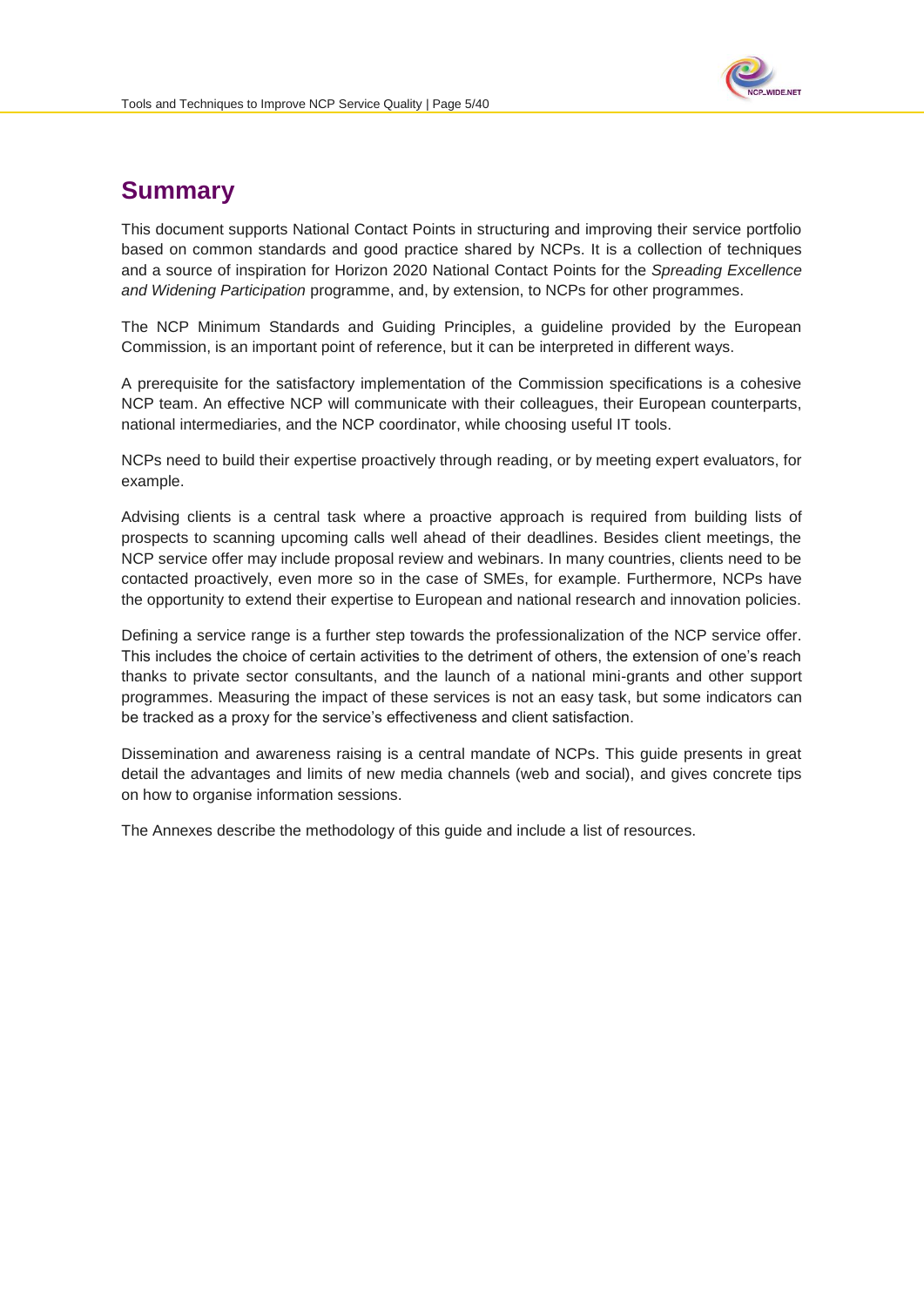## Summary

This document supports National Contact Points in structuring and improving their service portfolio based on common standards and good practice shared by NCPs. It is a collection of techniques and a source of inspiration for Horizon 2020 National Contact Points for the *Spreading Excellence and Widening Participation* programme, and, by extension, to NCPs for other programmes.

The NCP Minimum Standards and Guiding Principles, a guideline provided by the European Commission, is an important point of reference, but it can be interpreted in different ways.

A prerequisite for the satisfactory implementation of the Commission specifications is a cohesive NCP team. An effective NCP will communicate with their colleagues, their European counterparts, national intermediaries, and the NCP coordinator, while choosing useful IT tools.

NCPs need to build their expertise proactively through reading, or by meeting expert evaluators, for example.

Advising clients is a central task where a proactive approach is required from building lists of prospects to scanning upcoming calls well ahead of their deadlines. Besides client meetings, the NCP service offer may include proposal review and webinars. In many countries, clients need to be contacted proactively, even more so in the case of SMEs, for example. Furthermore, NCPs have the opportunity to extend their expertise to European and national research and innovation policies.

Defining a service range is a further step towards the professionalization of the NCP service offer. This includes the choice of certain activities to the detriment of others, the extension of one's reach thanks to private sector consultants, and the launch of a national mini-grants and other support programmes. Measuring the impact of these services is not an easy task, but some indicators can be tracked as a proxy for the service's effectiveness and client satisfaction.

Dissemination and awareness raising is a central mandate of NCPs. This guide presents in great detail the advantages and limits of new media channels (web and social), and gives concrete tips on how to organise information sessions.

The Annexes describe the methodology of this guide and include a list of resources.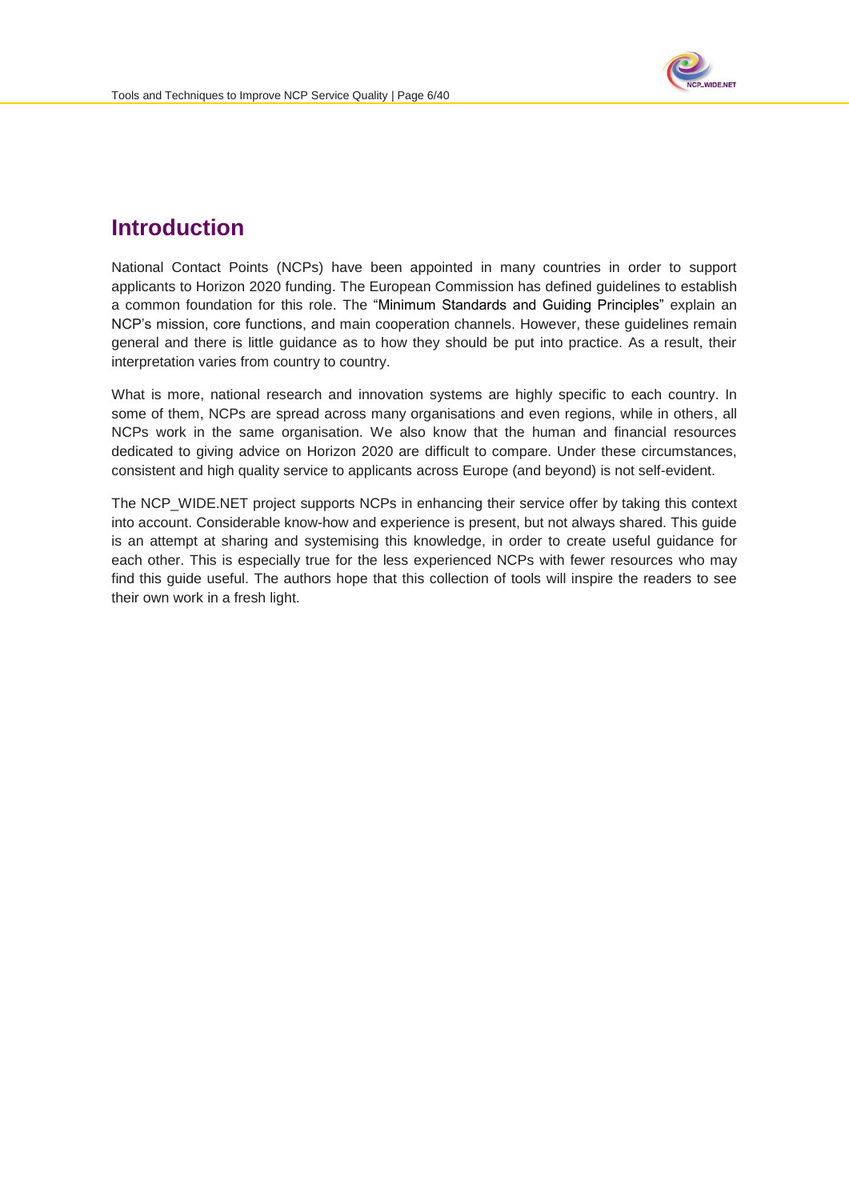# Introduction

National Contact Points (NCPs) have been appointed in many countries in order to support applicants to Horizon 2020 funding. The European Commission has defined guidelines to establish a common foundation for this role. The "Minimum Standards and Guiding Principles" explain an NCP's mission, core functions, and main cooperation channels. However, these guidelines remain general and there is little guidance as to how they should be put into practice. As a result, their interpretation varies from country to country.

What is more, national research and innovation systems are highly specific to each country. In some of them, NCPs are spread across many organisations and even regions, while in others, all NCPs work in the same organisation. We also know that the human and financial resources dedicated to giving advice on Horizon 2020 are difficult to compare. Under these circumstances, consistent and high quality service to applicants across Europe (and beyond) is not self-evident.

The NCP_WIDE.NET project supports NCPs in enhancing their service offer by taking this context into account. Considerable know-how and experience is present, but not always shared. This guide is an attempt at sharing and systemising this knowledge, in order to create useful guidance for each other. This is especially true for the less experienced NCPs with fewer resources who may find this guide useful. The authors hope that this collection of tools will inspire the readers to see their own work in a fresh light.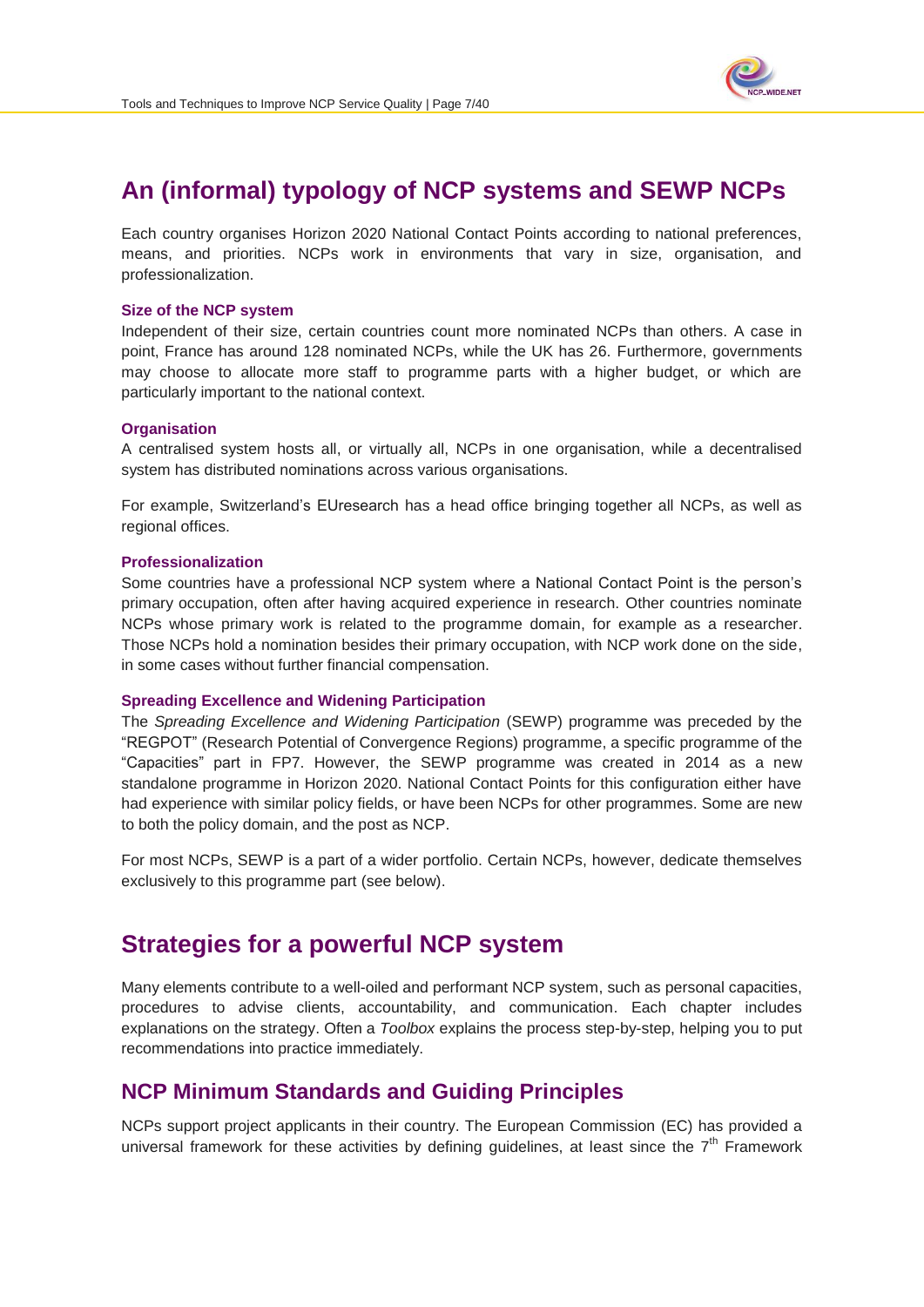## An (informal) typology of NCP systems and SEWP NCPs

Each country organises Horizon 2020 National Contact Points according to national preferences, means, and priorities. NCPs work in environments that vary in size, organisation, and professionalization.

#### Size of the NCP system

Independent of their size, certain countries count more nominated NCPs than others. A case in point, France has around 128 nominated NCPs, while the UK has 26. Furthermore, governments may choose to allocate more staff to programme parts with a higher budget, or which are particularly important to the national context.

#### Organisation

A centralised system hosts all, or virtually all, NCPs in one organisation, while a decentralised system has distributed nominations across various organisations.

For example, Switzerland's EUresearch has a head office bringing together all NCPs, as well as regional offices.

#### Professionalization

Some countries have a professional NCP system where a National Contact Point is the person's primary occupation, often after having acquired experience in research. Other countries nominate NCPs whose primary work is related to the programme domain, for example as a researcher. Those NCPs hold a nomination besides their primary occupation, with NCP work done on the side, in some cases without further financial compensation.

#### Spreading Excellence and Widening Participation

The *Spreading Excellence and Widening Participation* (SEWP) programme was preceded by the "REGPOT" (Research Potential of Convergence Regions) programme, a specific programme of the "Capacities" part in FP7. However, the SEWP programme was created in 2014 as a new standalone programme in Horizon 2020. National Contact Points for this configuration either have had experience with similar policy fields, or have been NCPs for other programmes. Some are new to both the policy domain, and the post as NCP.

For most NCPs, SEWP is a part of a wider portfolio. Certain NCPs, however, dedicate themselves exclusively to this programme part (see below).

## Strategies for a powerful NCP system

Many elements contribute to a well-oiled and performant NCP system, such as personal capacities, procedures to advise clients, accountability, and communication. Each chapter includes explanations on the strategy. Often a *Toolbox* explains the process step-by-step, helping you to put recommendations into practice immediately.

### NCP Minimum Standards and Guiding Principles

NCPs support project applicants in their country. The European Commission (EC) has provided a universal framework for these activities by defining guidelines, at least since the 7th Framework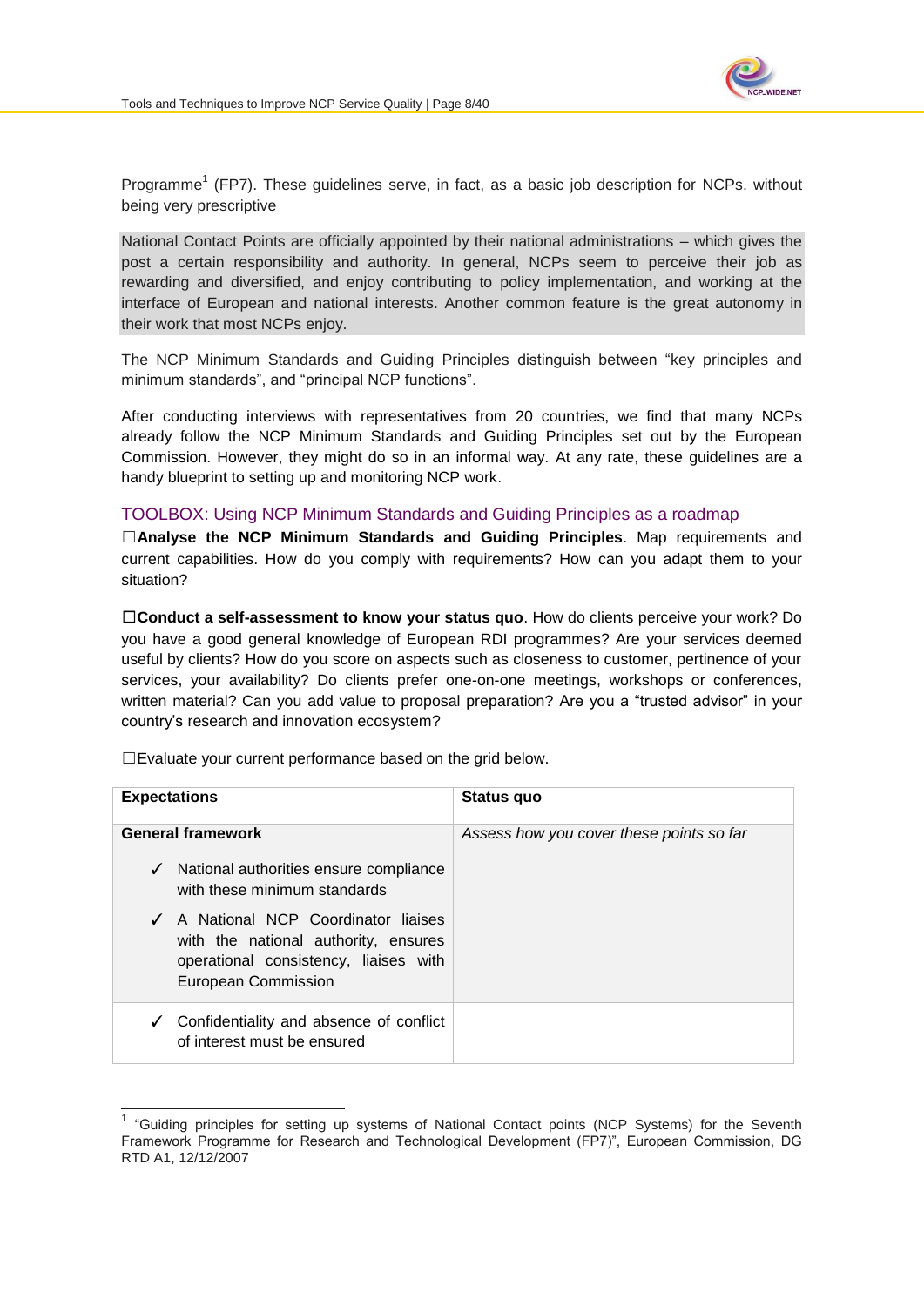Programme[1] (FP7). These guidelines serve, in fact, as a basic job description for NCPs. without being very prescriptive

National Contact Points are officially appointed by their national administrations – which gives the post a certain responsibility and authority. In general, NCPs seem to perceive their job as rewarding and diversified, and enjoy contributing to policy implementation, and working at the interface of European and national interests. Another common feature is the great autonomy in their work that most NCPs enjoy.

The NCP Minimum Standards and Guiding Principles distinguish between “key principles and minimum standards”, and “principal NCP functions”.

After conducting interviews with representatives from 20 countries, we find that many NCPs already follow the NCP Minimum Standards and Guiding Principles set out by the European Commission. However, they might do so in an informal way. At any rate, these guidelines are a handy blueprint to setting up and monitoring NCP work.

### TOOLBOX: Using NCP Minimum Standards and Guiding Principles as a roadmap

☐**Analyse the NCP Minimum Standards and Guiding Principles**. Map requirements and current capabilities. How do you comply with requirements? How can you adapt them to your situation?

☐**Conduct a self-assessment to know your status quo**. How do clients perceive your work? Do you have a good general knowledge of European RDI programmes? Are your services deemed useful by clients? How do you score on aspects such as closeness to customer, pertinence of your services, your availability? Do clients prefer one-on-one meetings, workshops or conferences, written material? Can you add value to proposal preparation? Are you a “trusted advisor” in your country’s research and innovation ecosystem?

☐Evaluate your current performance based on the grid below.

| **Expectations** | **Status quo** |
|---|---|
| **General framework**<br>✓ National authorities ensure compliance with these minimum standards<br>✓ A National NCP Coordinator liaises with the national authority, ensures operational consistency, liaises with European Commission | *Assess how you cover these points so far* |
| ✓ Confidentiality and absence of conflict of interest must be ensured | |

[1] “Guiding principles for setting up systems of National Contact points (NCP Systems) for the Seventh Framework Programme for Research and Technological Development (FP7)”, European Commission, DG RTD A1, 12/12/2007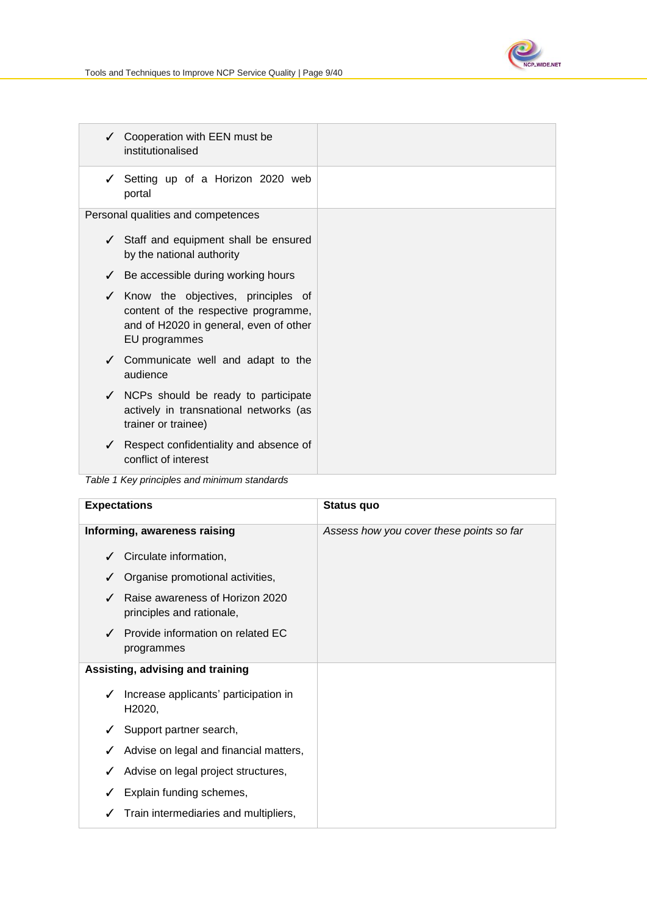| | |
|---|---|
| ✓ Cooperation with EEN must be institutionalised | |
| ✓ Setting up of a Horizon 2020 web portal | |
| Personal qualities and competences<br>✓ Staff and equipment shall be ensured by the national authority<br>✓ Be accessible during working hours<br>✓ Know the objectives, principles of content of the respective programme, and of H2020 in general, even of other EU programmes<br>✓ Communicate well and adapt to the audience<br>✓ NCPs should be ready to participate actively in transnational networks (as trainer or trainee)<br>✓ Respect confidentiality and absence of conflict of interest | |

*Table 1 Key principles and minimum standards*

| **Expectations** | **Status quo** |
|---|---|
| **Informing, awareness raising**<br>✓ Circulate information,<br>✓ Organise promotional activities,<br>✓ Raise awareness of Horizon 2020 principles and rationale,<br>✓ Provide information on related EC programmes | *Assess how you cover these points so far* |
| **Assisting, advising and training**<br>✓ Increase applicants' participation in H2020,<br>✓ Support partner search,<br>✓ Advise on legal and financial matters,<br>✓ Advise on legal project structures,<br>✓ Explain funding schemes,<br>✓ Train intermediaries and multipliers, | |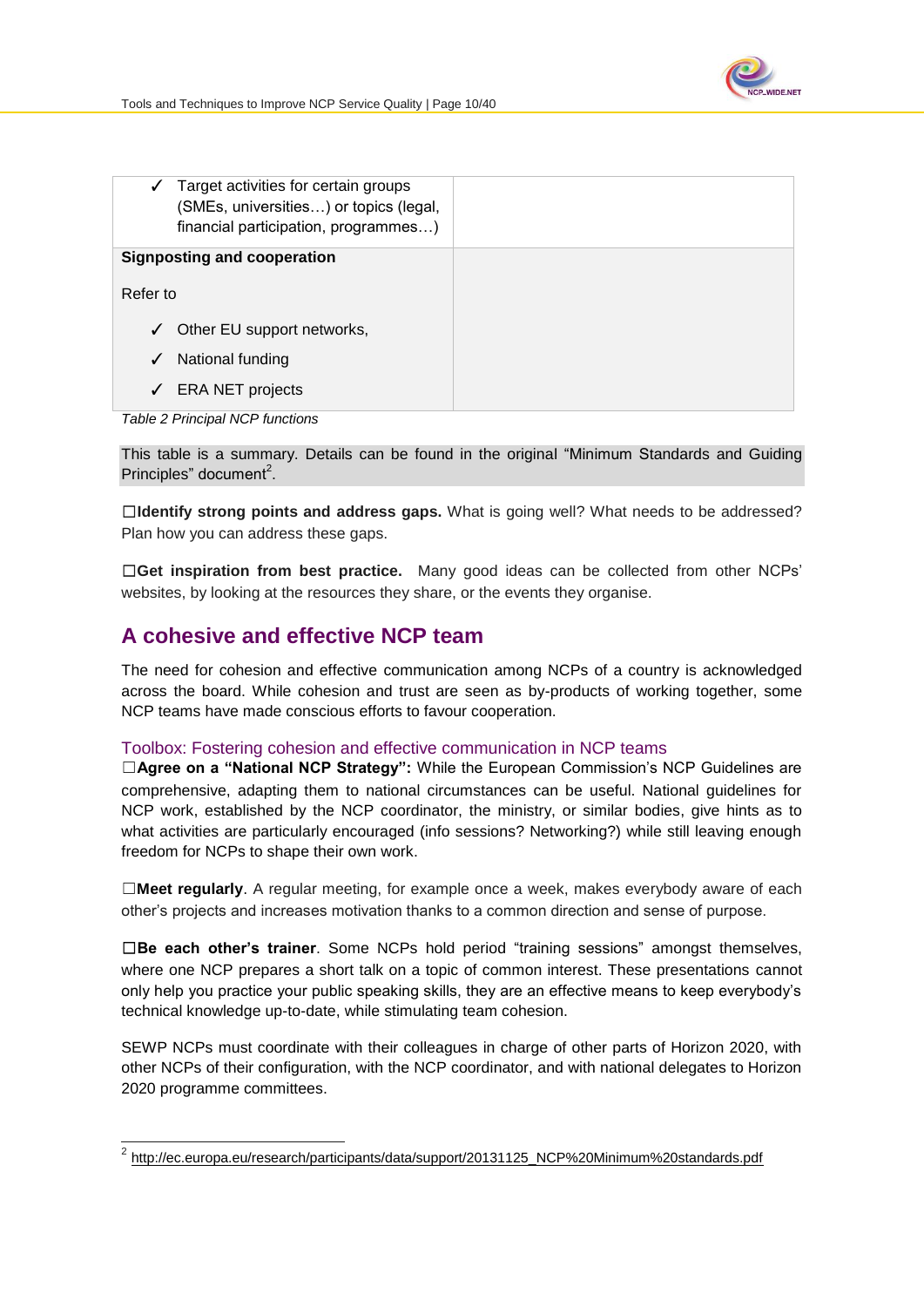| | |
|---|---|
| ✓ Target activities for certain groups (SMEs, universities…) or topics (legal, financial participation, programmes…) | |
| **Signposting and cooperation**<br><br>Refer to<br><br>✓ Other EU support networks,<br>✓ National funding<br>✓ ERA NET projects | |

*Table 2 Principal NCP functions*

This table is a summary. Details can be found in the original "Minimum Standards and Guiding Principles" document[2].

☐**Identify strong points and address gaps.** What is going well? What needs to be addressed? Plan how you can address these gaps.

☐**Get inspiration from best practice.** Many good ideas can be collected from other NCPs' websites, by looking at the resources they share, or the events they organise.

## A cohesive and effective NCP team

The need for cohesion and effective communication among NCPs of a country is acknowledged across the board. While cohesion and trust are seen as by-products of working together, some NCP teams have made conscious efforts to favour cooperation.

### Toolbox: Fostering cohesion and effective communication in NCP teams

☐**Agree on a "National NCP Strategy":** While the European Commission's NCP Guidelines are comprehensive, adapting them to national circumstances can be useful. National guidelines for NCP work, established by the NCP coordinator, the ministry, or similar bodies, give hints as to what activities are particularly encouraged (info sessions? Networking?) while still leaving enough freedom for NCPs to shape their own work.

☐**Meet regularly**. A regular meeting, for example once a week, makes everybody aware of each other's projects and increases motivation thanks to a common direction and sense of purpose.

☐**Be each other's trainer**. Some NCPs hold period "training sessions" amongst themselves, where one NCP prepares a short talk on a topic of common interest. These presentations cannot only help you practice your public speaking skills, they are an effective means to keep everybody's technical knowledge up-to-date, while stimulating team cohesion.

SEWP NCPs must coordinate with their colleagues in charge of other parts of Horizon 2020, with other NCPs of their configuration, with the NCP coordinator, and with national delegates to Horizon 2020 programme committees.

[2] http://ec.europa.eu/research/participants/data/support/20131125_NCP%20Minimum%20standards.pdf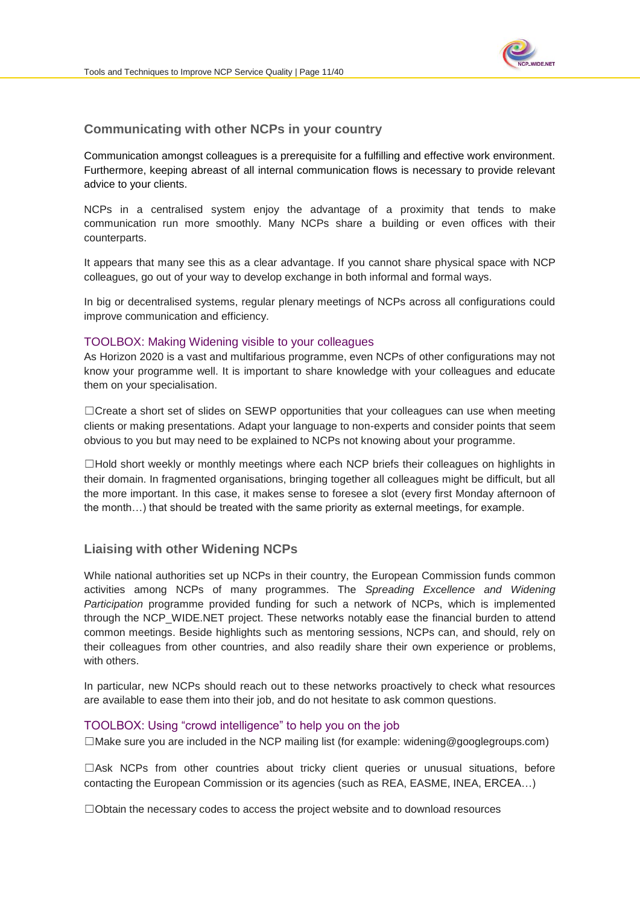## Communicating with other NCPs in your country

Communication amongst colleagues is a prerequisite for a fulfilling and effective work environment. Furthermore, keeping abreast of all internal communication flows is necessary to provide relevant advice to your clients.

NCPs in a centralised system enjoy the advantage of a proximity that tends to make communication run more smoothly. Many NCPs share a building or even offices with their counterparts.

It appears that many see this as a clear advantage. If you cannot share physical space with NCP colleagues, go out of your way to develop exchange in both informal and formal ways.

In big or decentralised systems, regular plenary meetings of NCPs across all configurations could improve communication and efficiency.

### TOOLBOX: Making Widening visible to your colleagues

As Horizon 2020 is a vast and multifarious programme, even NCPs of other configurations may not know your programme well. It is important to share knowledge with your colleagues and educate them on your specialisation.

☐Create a short set of slides on SEWP opportunities that your colleagues can use when meeting clients or making presentations. Adapt your language to non-experts and consider points that seem obvious to you but may need to be explained to NCPs not knowing about your programme.

☐Hold short weekly or monthly meetings where each NCP briefs their colleagues on highlights in their domain. In fragmented organisations, bringing together all colleagues might be difficult, but all the more important. In this case, it makes sense to foresee a slot (every first Monday afternoon of the month…) that should be treated with the same priority as external meetings, for example.

## Liaising with other Widening NCPs

While national authorities set up NCPs in their country, the European Commission funds common activities among NCPs of many programmes. The *Spreading Excellence and Widening Participation* programme provided funding for such a network of NCPs, which is implemented through the NCP_WIDE.NET project. These networks notably ease the financial burden to attend common meetings. Beside highlights such as mentoring sessions, NCPs can, and should, rely on their colleagues from other countries, and also readily share their own experience or problems, with others.

In particular, new NCPs should reach out to these networks proactively to check what resources are available to ease them into their job, and do not hesitate to ask common questions.

### TOOLBOX: Using "crowd intelligence" to help you on the job

☐Make sure you are included in the NCP mailing list (for example: widening@googlegroups.com)

☐Ask NCPs from other countries about tricky client queries or unusual situations, before contacting the European Commission or its agencies (such as REA, EASME, INEA, ERCEA…)

☐Obtain the necessary codes to access the project website and to download resources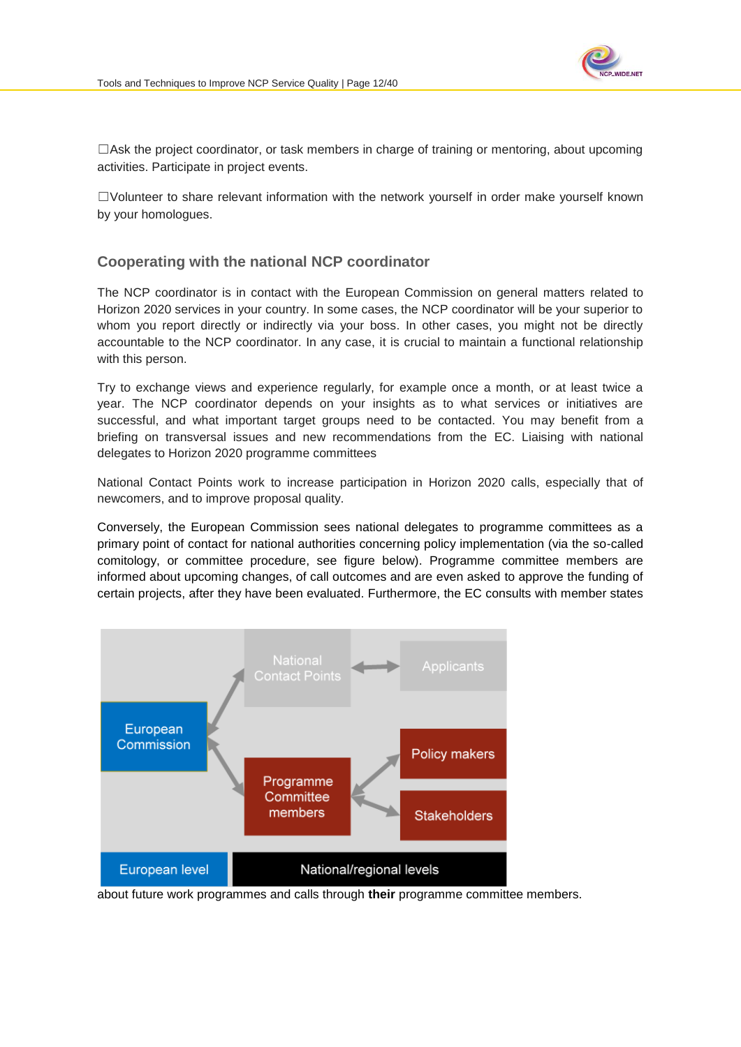☐Ask the project coordinator, or task members in charge of training or mentoring, about upcoming activities. Participate in project events.

☐Volunteer to share relevant information with the network yourself in order make yourself known by your homologues.

### Cooperating with the national NCP coordinator

The NCP coordinator is in contact with the European Commission on general matters related to Horizon 2020 services in your country. In some cases, the NCP coordinator will be your superior to whom you report directly or indirectly via your boss. In other cases, you might not be directly accountable to the NCP coordinator. In any case, it is crucial to maintain a functional relationship with this person.

Try to exchange views and experience regularly, for example once a month, or at least twice a year. The NCP coordinator depends on your insights as to what services or initiatives are successful, and what important target groups need to be contacted. You may benefit from a briefing on transversal issues and new recommendations from the EC. Liaising with national delegates to Horizon 2020 programme committees

National Contact Points work to increase participation in Horizon 2020 calls, especially that of newcomers, and to improve proposal quality.

Conversely, the European Commission sees national delegates to programme committees as a primary point of contact for national authorities concerning policy implementation (via the so-called comitology, or committee procedure, see figure below). Programme committee members are informed about upcoming changes, of call outcomes and are even asked to approve the funding of certain projects, after they have been evaluated. Furthermore, the EC consults with member states about future work programmes and calls through **their** programme committee members.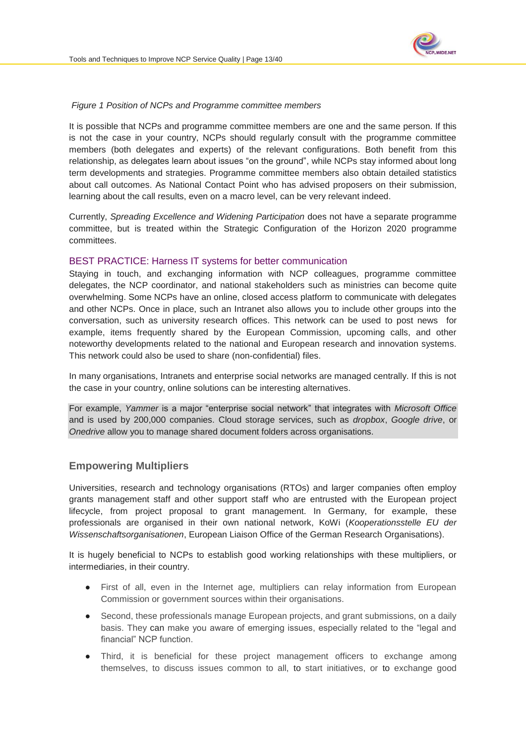*Figure 1 Position of NCPs and Programme committee members*

It is possible that NCPs and programme committee members are one and the same person. If this is not the case in your country, NCPs should regularly consult with the programme committee members (both delegates and experts) of the relevant configurations. Both benefit from this relationship, as delegates learn about issues "on the ground", while NCPs stay informed about long term developments and strategies. Programme committee members also obtain detailed statistics about call outcomes. As National Contact Point who has advised proposers on their submission, learning about the call results, even on a macro level, can be very relevant indeed.

Currently, *Spreading Excellence and Widening Participation* does not have a separate programme committee, but is treated within the Strategic Configuration of the Horizon 2020 programme committees.

### BEST PRACTICE: Harness IT systems for better communication

Staying in touch, and exchanging information with NCP colleagues, programme committee delegates, the NCP coordinator, and national stakeholders such as ministries can become quite overwhelming. Some NCPs have an online, closed access platform to communicate with delegates and other NCPs. Once in place, such an Intranet also allows you to include other groups into the conversation, such as university research offices. This network can be used to post news for example, items frequently shared by the European Commission, upcoming calls, and other noteworthy developments related to the national and European research and innovation systems. This network could also be used to share (non-confidential) files.

In many organisations, Intranets and enterprise social networks are managed centrally. If this is not the case in your country, online solutions can be interesting alternatives.

For example, *Yammer* is a major "enterprise social network" that integrates with *Microsoft Office* and is used by 200,000 companies. Cloud storage services, such as *dropbox*, *Google drive*, or *Onedrive* allow you to manage shared document folders across organisations.

## Empowering Multipliers

Universities, research and technology organisations (RTOs) and larger companies often employ grants management staff and other support staff who are entrusted with the European project lifecycle, from project proposal to grant management. In Germany, for example, these professionals are organised in their own national network, KoWi (*Kooperationsstelle EU der Wissenschaftsorganisationen*, European Liaison Office of the German Research Organisations).

It is hugely beneficial to NCPs to establish good working relationships with these multipliers, or intermediaries, in their country.

- First of all, even in the Internet age, multipliers can relay information from European Commission or government sources within their organisations.
- Second, these professionals manage European projects, and grant submissions, on a daily basis. They can make you aware of emerging issues, especially related to the "legal and financial" NCP function.
- Third, it is beneficial for these project management officers to exchange among themselves, to discuss issues common to all, to start initiatives, or to exchange good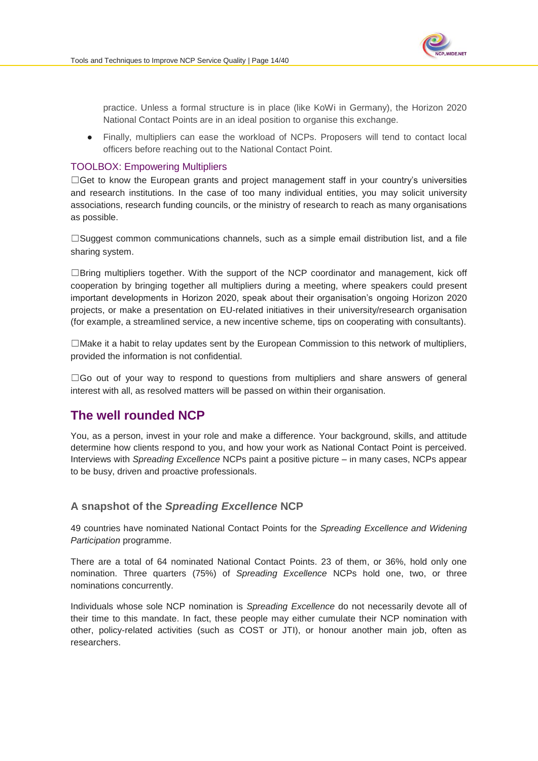practice. Unless a formal structure is in place (like KoWi in Germany), the Horizon 2020 National Contact Points are in an ideal position to organise this exchange.

- Finally, multipliers can ease the workload of NCPs. Proposers will tend to contact local officers before reaching out to the National Contact Point.

### TOOLBOX: Empowering Multipliers

☐Get to know the European grants and project management staff in your country's universities and research institutions. In the case of too many individual entities, you may solicit university associations, research funding councils, or the ministry of research to reach as many organisations as possible.

☐Suggest common communications channels, such as a simple email distribution list, and a file sharing system.

☐Bring multipliers together. With the support of the NCP coordinator and management, kick off cooperation by bringing together all multipliers during a meeting, where speakers could present important developments in Horizon 2020, speak about their organisation's ongoing Horizon 2020 projects, or make a presentation on EU-related initiatives in their university/research organisation (for example, a streamlined service, a new incentive scheme, tips on cooperating with consultants).

☐Make it a habit to relay updates sent by the European Commission to this network of multipliers, provided the information is not confidential.

☐Go out of your way to respond to questions from multipliers and share answers of general interest with all, as resolved matters will be passed on within their organisation.

## The well rounded NCP

You, as a person, invest in your role and make a difference. Your background, skills, and attitude determine how clients respond to you, and how your work as National Contact Point is perceived. Interviews with *Spreading Excellence* NCPs paint a positive picture – in many cases, NCPs appear to be busy, driven and proactive professionals.

### A snapshot of the *Spreading Excellence* NCP

49 countries have nominated National Contact Points for the *Spreading Excellence and Widening Participation* programme.

There are a total of 64 nominated National Contact Points. 23 of them, or 36%, hold only one nomination. Three quarters (75%) of *Spreading Excellence* NCPs hold one, two, or three nominations concurrently.

Individuals whose sole NCP nomination is *Spreading Excellence* do not necessarily devote all of their time to this mandate. In fact, these people may either cumulate their NCP nomination with other, policy-related activities (such as COST or JTI), or honour another main job, often as researchers.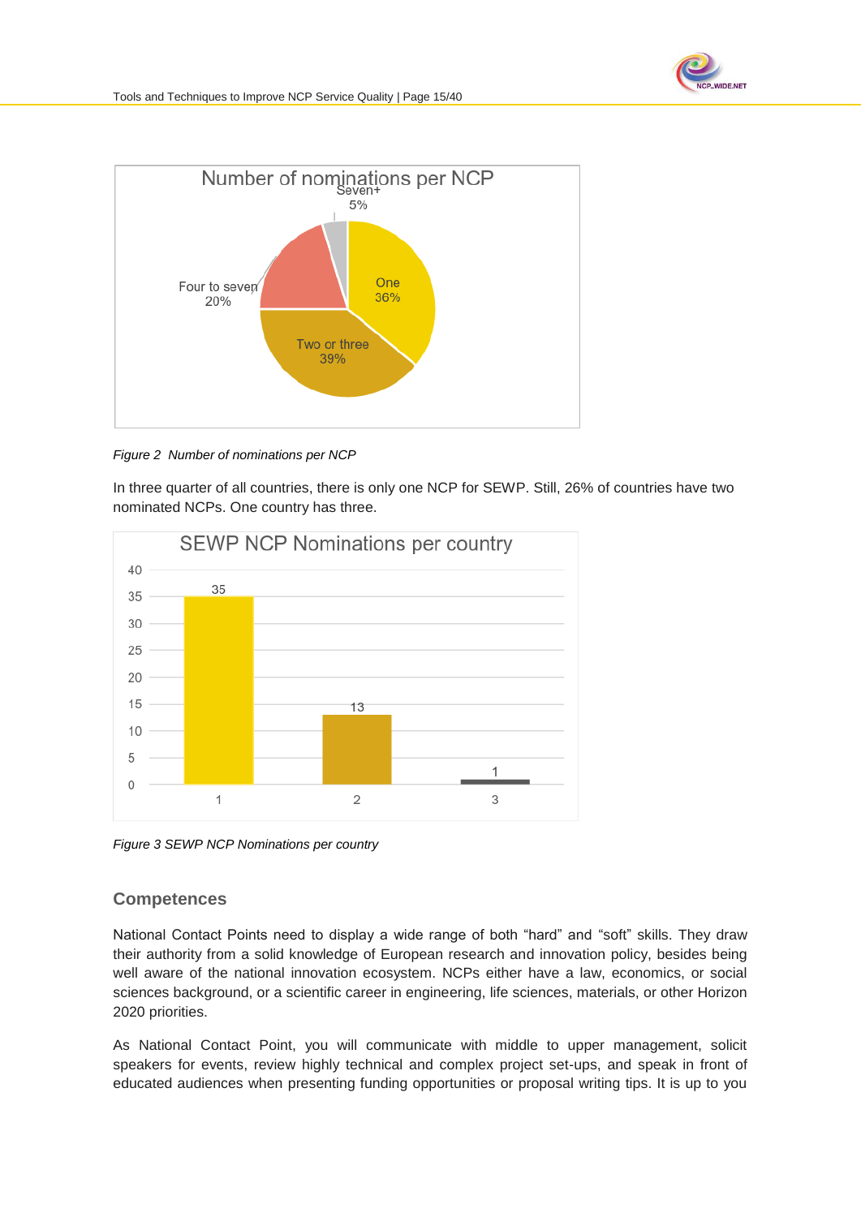Figure 2  Number of nominations per NCP

In three quarter of all countries, there is only one NCP for SEWP. Still, 26% of countries have two nominated NCPs. One country has three.

Figure 3 SEWP NCP Nominations per country

## Competences

National Contact Points need to display a wide range of both “hard” and “soft” skills. They draw their authority from a solid knowledge of European research and innovation policy, besides being well aware of the national innovation ecosystem. NCPs either have a law, economics, or social sciences background, or a scientific career in engineering, life sciences, materials, or other Horizon 2020 priorities.

As National Contact Point, you will communicate with middle to upper management, solicit speakers for events, review highly technical and complex project set-ups, and speak in front of educated audiences when presenting funding opportunities or proposal writing tips. It is up to you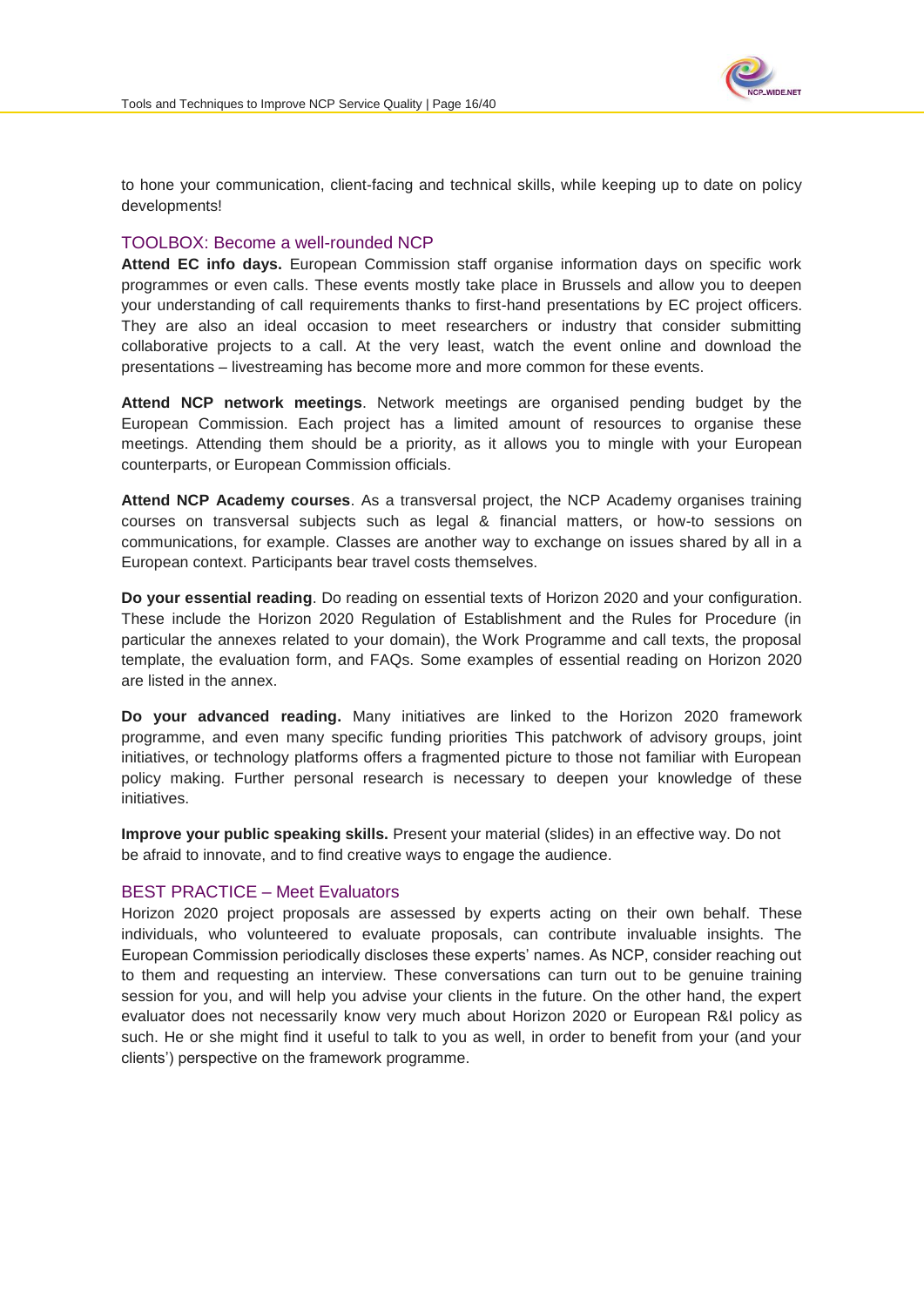to hone your communication, client-facing and technical skills, while keeping up to date on policy developments!

### TOOLBOX: Become a well-rounded NCP

**Attend EC info days.** European Commission staff organise information days on specific work programmes or even calls. These events mostly take place in Brussels and allow you to deepen your understanding of call requirements thanks to first-hand presentations by EC project officers. They are also an ideal occasion to meet researchers or industry that consider submitting collaborative projects to a call. At the very least, watch the event online and download the presentations – livestreaming has become more and more common for these events.

**Attend NCP network meetings**. Network meetings are organised pending budget by the European Commission. Each project has a limited amount of resources to organise these meetings. Attending them should be a priority, as it allows you to mingle with your European counterparts, or European Commission officials.

**Attend NCP Academy courses**. As a transversal project, the NCP Academy organises training courses on transversal subjects such as legal & financial matters, or how-to sessions on communications, for example. Classes are another way to exchange on issues shared by all in a European context. Participants bear travel costs themselves.

**Do your essential reading**. Do reading on essential texts of Horizon 2020 and your configuration. These include the Horizon 2020 Regulation of Establishment and the Rules for Procedure (in particular the annexes related to your domain), the Work Programme and call texts, the proposal template, the evaluation form, and FAQs. Some examples of essential reading on Horizon 2020 are listed in the annex.

**Do your advanced reading.** Many initiatives are linked to the Horizon 2020 framework programme, and even many specific funding priorities This patchwork of advisory groups, joint initiatives, or technology platforms offers a fragmented picture to those not familiar with European policy making. Further personal research is necessary to deepen your knowledge of these initiatives.

**Improve your public speaking skills.** Present your material (slides) in an effective way. Do not be afraid to innovate, and to find creative ways to engage the audience.

### BEST PRACTICE – Meet Evaluators

Horizon 2020 project proposals are assessed by experts acting on their own behalf. These individuals, who volunteered to evaluate proposals, can contribute invaluable insights. The European Commission periodically discloses these experts' names. As NCP, consider reaching out to them and requesting an interview. These conversations can turn out to be genuine training session for you, and will help you advise your clients in the future. On the other hand, the expert evaluator does not necessarily know very much about Horizon 2020 or European R&I policy as such. He or she might find it useful to talk to you as well, in order to benefit from your (and your clients') perspective on the framework programme.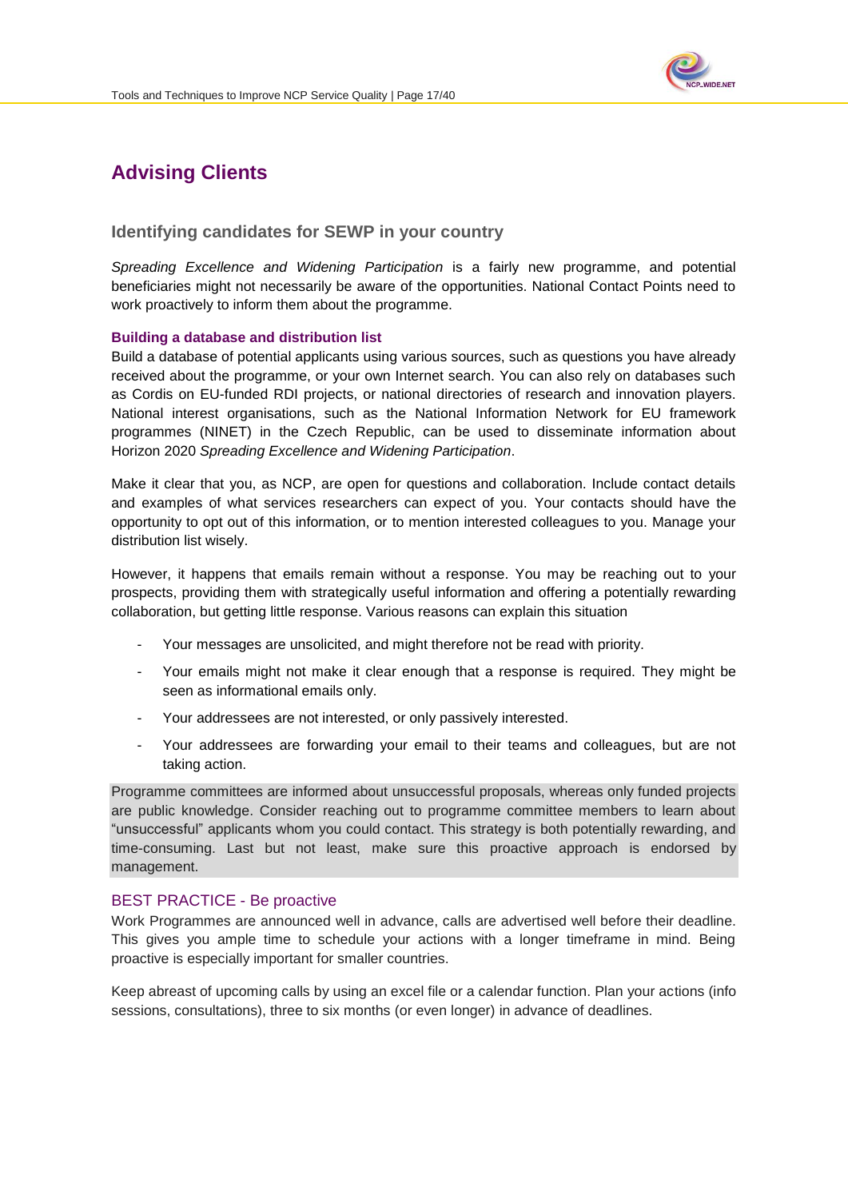# Advising Clients

## Identifying candidates for SEWP in your country

*Spreading Excellence and Widening Participation* is a fairly new programme, and potential beneficiaries might not necessarily be aware of the opportunities. National Contact Points need to work proactively to inform them about the programme.

#### Building a database and distribution list

Build a database of potential applicants using various sources, such as questions you have already received about the programme, or your own Internet search. You can also rely on databases such as Cordis on EU-funded RDI projects, or national directories of research and innovation players. National interest organisations, such as the National Information Network for EU framework programmes (NINET) in the Czech Republic, can be used to disseminate information about Horizon 2020 *Spreading Excellence and Widening Participation*.

Make it clear that you, as NCP, are open for questions and collaboration. Include contact details and examples of what services researchers can expect of you. Your contacts should have the opportunity to opt out of this information, or to mention interested colleagues to you. Manage your distribution list wisely.

However, it happens that emails remain without a response. You may be reaching out to your prospects, providing them with strategically useful information and offering a potentially rewarding collaboration, but getting little response. Various reasons can explain this situation

- Your messages are unsolicited, and might therefore not be read with priority.
- Your emails might not make it clear enough that a response is required. They might be seen as informational emails only.
- Your addressees are not interested, or only passively interested.
- Your addressees are forwarding your email to their teams and colleagues, but are not taking action.

Programme committees are informed about unsuccessful proposals, whereas only funded projects are public knowledge. Consider reaching out to programme committee members to learn about "unsuccessful" applicants whom you could contact. This strategy is both potentially rewarding, and time-consuming. Last but not least, make sure this proactive approach is endorsed by management.

### BEST PRACTICE - Be proactive

Work Programmes are announced well in advance, calls are advertised well before their deadline. This gives you ample time to schedule your actions with a longer timeframe in mind. Being proactive is especially important for smaller countries.

Keep abreast of upcoming calls by using an excel file or a calendar function. Plan your actions (info sessions, consultations), three to six months (or even longer) in advance of deadlines.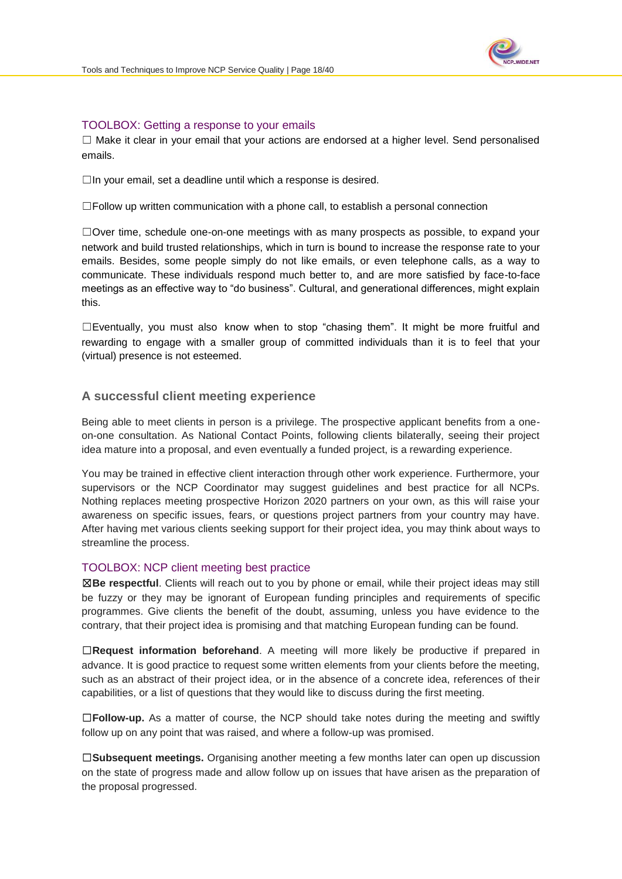### TOOLBOX: Getting a response to your emails

☐ Make it clear in your email that your actions are endorsed at a higher level. Send personalised emails.

☐In your email, set a deadline until which a response is desired.

☐Follow up written communication with a phone call, to establish a personal connection

☐Over time, schedule one-on-one meetings with as many prospects as possible, to expand your network and build trusted relationships, which in turn is bound to increase the response rate to your emails. Besides, some people simply do not like emails, or even telephone calls, as a way to communicate. These individuals respond much better to, and are more satisfied by face-to-face meetings as an effective way to "do business". Cultural, and generational differences, might explain this.

☐Eventually, you must also know when to stop "chasing them". It might be more fruitful and rewarding to engage with a smaller group of committed individuals than it is to feel that your (virtual) presence is not esteemed.

## A successful client meeting experience

Being able to meet clients in person is a privilege. The prospective applicant benefits from a one-on-one consultation. As National Contact Points, following clients bilaterally, seeing their project idea mature into a proposal, and even eventually a funded project, is a rewarding experience.

You may be trained in effective client interaction through other work experience. Furthermore, your supervisors or the NCP Coordinator may suggest guidelines and best practice for all NCPs. Nothing replaces meeting prospective Horizon 2020 partners on your own, as this will raise your awareness on specific issues, fears, or questions project partners from your country may have. After having met various clients seeking support for their project idea, you may think about ways to streamline the process.

### TOOLBOX: NCP client meeting best practice

☒**Be respectful**. Clients will reach out to you by phone or email, while their project ideas may still be fuzzy or they may be ignorant of European funding principles and requirements of specific programmes. Give clients the benefit of the doubt, assuming, unless you have evidence to the contrary, that their project idea is promising and that matching European funding can be found.

☐**Request information beforehand**. A meeting will more likely be productive if prepared in advance. It is good practice to request some written elements from your clients before the meeting, such as an abstract of their project idea, or in the absence of a concrete idea, references of their capabilities, or a list of questions that they would like to discuss during the first meeting.

☐**Follow-up.** As a matter of course, the NCP should take notes during the meeting and swiftly follow up on any point that was raised, and where a follow-up was promised.

☐**Subsequent meetings.** Organising another meeting a few months later can open up discussion on the state of progress made and allow follow up on issues that have arisen as the preparation of the proposal progressed.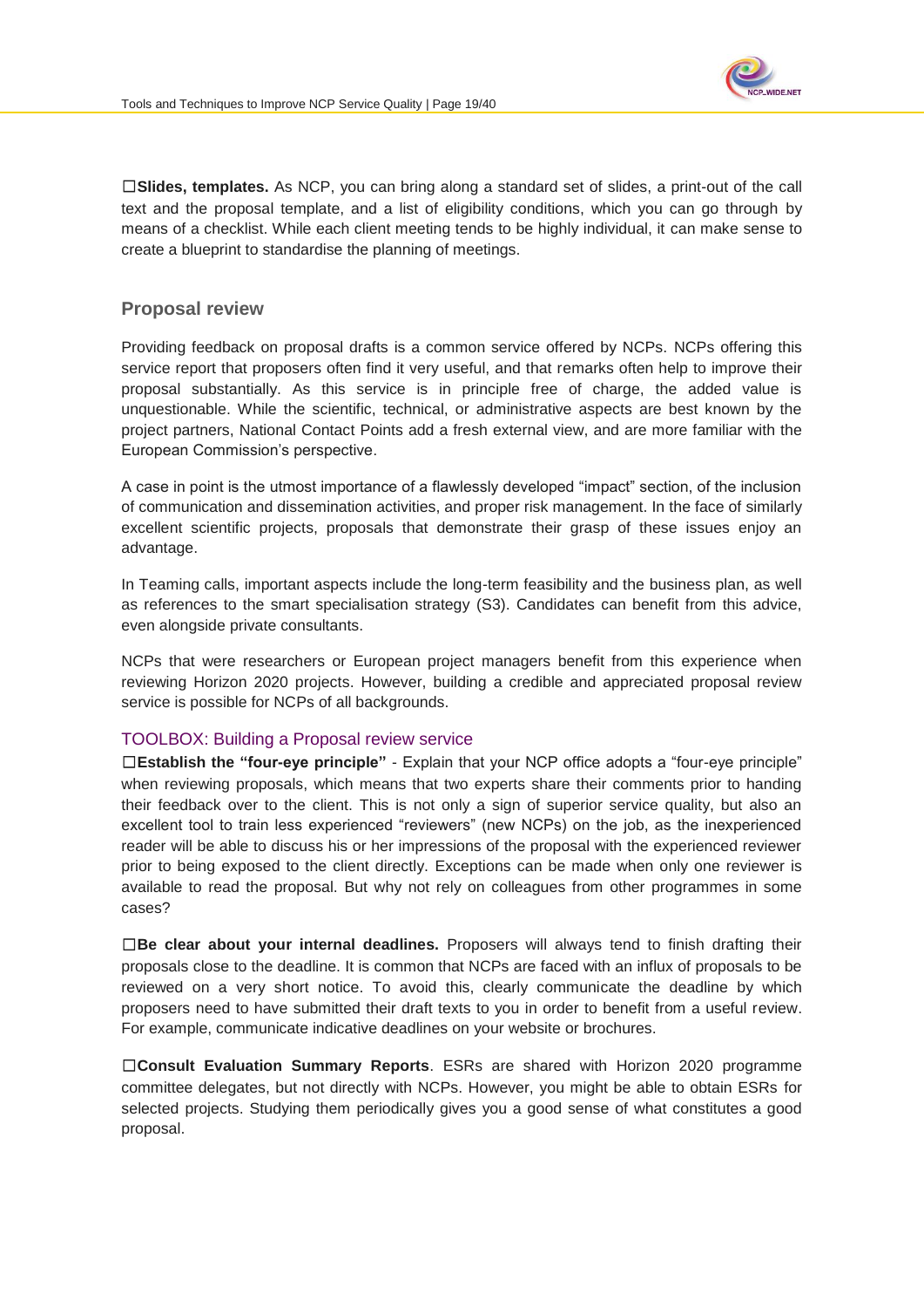☐**Slides, templates.** As NCP, you can bring along a standard set of slides, a print-out of the call text and the proposal template, and a list of eligibility conditions, which you can go through by means of a checklist. While each client meeting tends to be highly individual, it can make sense to create a blueprint to standardise the planning of meetings.

## Proposal review

Providing feedback on proposal drafts is a common service offered by NCPs. NCPs offering this service report that proposers often find it very useful, and that remarks often help to improve their proposal substantially. As this service is in principle free of charge, the added value is unquestionable. While the scientific, technical, or administrative aspects are best known by the project partners, National Contact Points add a fresh external view, and are more familiar with the European Commission's perspective.

A case in point is the utmost importance of a flawlessly developed "impact" section, of the inclusion of communication and dissemination activities, and proper risk management. In the face of similarly excellent scientific projects, proposals that demonstrate their grasp of these issues enjoy an advantage.

In Teaming calls, important aspects include the long-term feasibility and the business plan, as well as references to the smart specialisation strategy (S3). Candidates can benefit from this advice, even alongside private consultants.

NCPs that were researchers or European project managers benefit from this experience when reviewing Horizon 2020 projects. However, building a credible and appreciated proposal review service is possible for NCPs of all backgrounds.

### TOOLBOX: Building a Proposal review service

☐**Establish the "four-eye principle"** - Explain that your NCP office adopts a "four-eye principle" when reviewing proposals, which means that two experts share their comments prior to handing their feedback over to the client. This is not only a sign of superior service quality, but also an excellent tool to train less experienced "reviewers" (new NCPs) on the job, as the inexperienced reader will be able to discuss his or her impressions of the proposal with the experienced reviewer prior to being exposed to the client directly. Exceptions can be made when only one reviewer is available to read the proposal. But why not rely on colleagues from other programmes in some cases?

☐**Be clear about your internal deadlines.** Proposers will always tend to finish drafting their proposals close to the deadline. It is common that NCPs are faced with an influx of proposals to be reviewed on a very short notice. To avoid this, clearly communicate the deadline by which proposers need to have submitted their draft texts to you in order to benefit from a useful review. For example, communicate indicative deadlines on your website or brochures.

☐**Consult Evaluation Summary Reports**. ESRs are shared with Horizon 2020 programme committee delegates, but not directly with NCPs. However, you might be able to obtain ESRs for selected projects. Studying them periodically gives you a good sense of what constitutes a good proposal.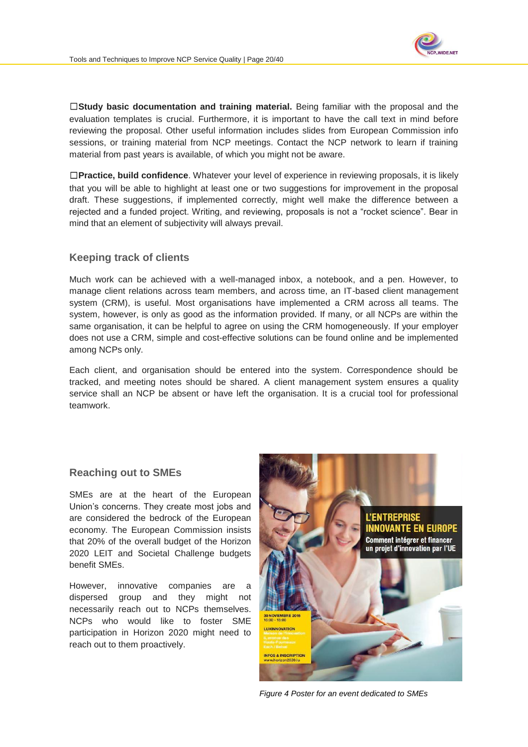☐**Study basic documentation and training material.** Being familiar with the proposal and the evaluation templates is crucial. Furthermore, it is important to have the call text in mind before reviewing the proposal. Other useful information includes slides from European Commission info sessions, or training material from NCP meetings. Contact the NCP network to learn if training material from past years is available, of which you might not be aware.

☐**Practice, build confidence**. Whatever your level of experience in reviewing proposals, it is likely that you will be able to highlight at least one or two suggestions for improvement in the proposal draft. These suggestions, if implemented correctly, might well make the difference between a rejected and a funded project. Writing, and reviewing, proposals is not a "rocket science". Bear in mind that an element of subjectivity will always prevail.

## Keeping track of clients

Much work can be achieved with a well-managed inbox, a notebook, and a pen. However, to manage client relations across team members, and across time, an IT-based client management system (CRM), is useful. Most organisations have implemented a CRM across all teams. The system, however, is only as good as the information provided. If many, or all NCPs are within the same organisation, it can be helpful to agree on using the CRM homogeneously. If your employer does not use a CRM, simple and cost-effective solutions can be found online and be implemented among NCPs only.

Each client, and organisation should be entered into the system. Correspondence should be tracked, and meeting notes should be shared. A client management system ensures a quality service shall an NCP be absent or have left the organisation. It is a crucial tool for professional teamwork.

## Reaching out to SMEs

SMEs are at the heart of the European Union's concerns. They create most jobs and are considered the bedrock of the European economy. The European Commission insists that 20% of the overall budget of the Horizon 2020 LEIT and Societal Challenge budgets benefit SMEs.

However, innovative companies are a dispersed group and they might not necessarily reach out to NCPs themselves. NCPs who would like to foster SME participation in Horizon 2020 might need to reach out to them proactively.

*Figure 4 Poster for an event dedicated to SMEs*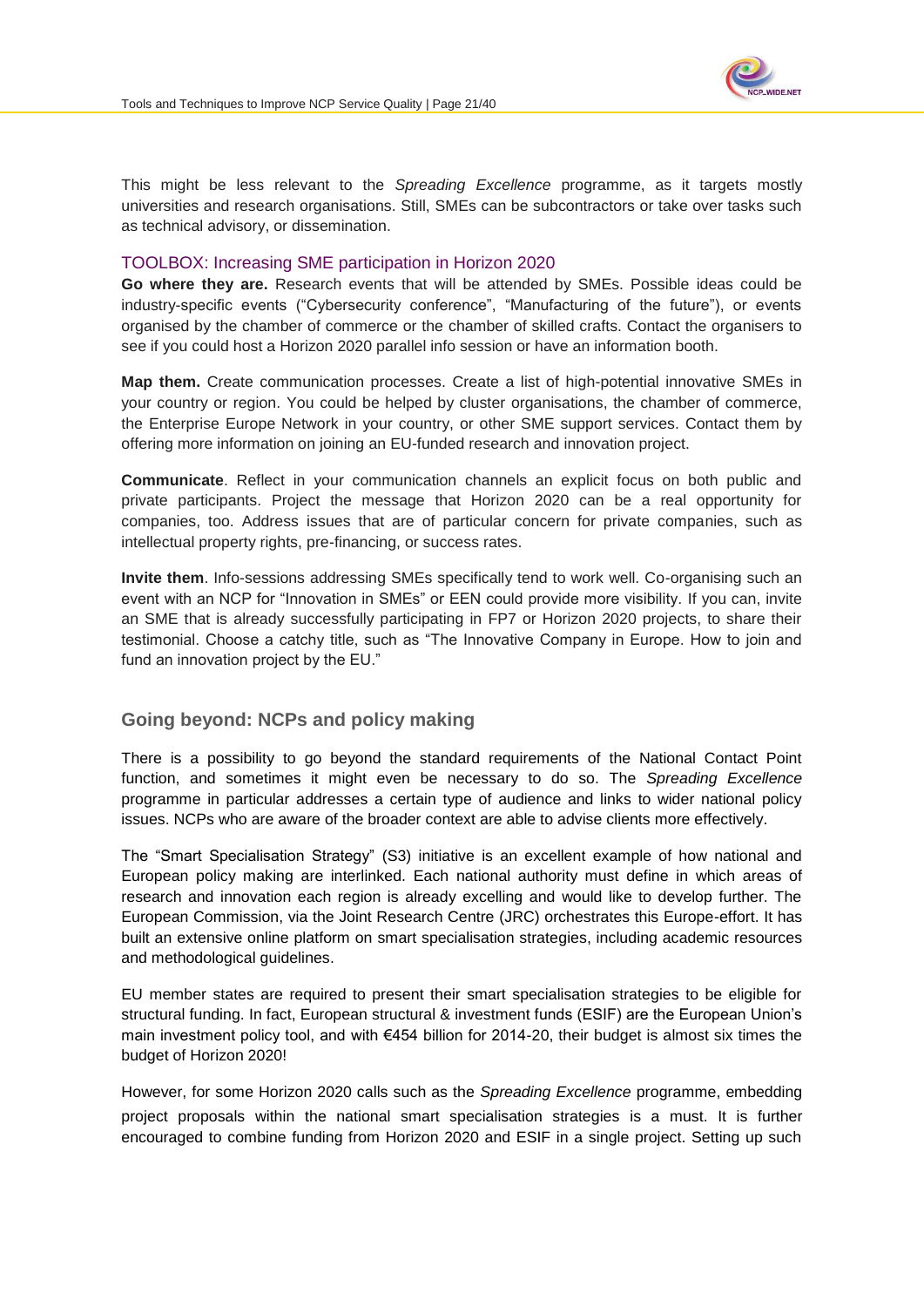This might be less relevant to the *Spreading Excellence* programme, as it targets mostly universities and research organisations. Still, SMEs can be subcontractors or take over tasks such as technical advisory, or dissemination.

### TOOLBOX: Increasing SME participation in Horizon 2020

**Go where they are.** Research events that will be attended by SMEs. Possible ideas could be industry-specific events ("Cybersecurity conference", "Manufacturing of the future"), or events organised by the chamber of commerce or the chamber of skilled crafts. Contact the organisers to see if you could host a Horizon 2020 parallel info session or have an information booth.

**Map them.** Create communication processes. Create a list of high-potential innovative SMEs in your country or region. You could be helped by cluster organisations, the chamber of commerce, the Enterprise Europe Network in your country, or other SME support services. Contact them by offering more information on joining an EU-funded research and innovation project.

**Communicate**. Reflect in your communication channels an explicit focus on both public and private participants. Project the message that Horizon 2020 can be a real opportunity for companies, too. Address issues that are of particular concern for private companies, such as intellectual property rights, pre-financing, or success rates.

**Invite them**. Info-sessions addressing SMEs specifically tend to work well. Co-organising such an event with an NCP for "Innovation in SMEs" or EEN could provide more visibility. If you can, invite an SME that is already successfully participating in FP7 or Horizon 2020 projects, to share their testimonial. Choose a catchy title, such as "The Innovative Company in Europe. How to join and fund an innovation project by the EU."

## Going beyond: NCPs and policy making

There is a possibility to go beyond the standard requirements of the National Contact Point function, and sometimes it might even be necessary to do so. The *Spreading Excellence* programme in particular addresses a certain type of audience and links to wider national policy issues. NCPs who are aware of the broader context are able to advise clients more effectively.

The "Smart Specialisation Strategy" (S3) initiative is an excellent example of how national and European policy making are interlinked. Each national authority must define in which areas of research and innovation each region is already excelling and would like to develop further. The European Commission, via the Joint Research Centre (JRC) orchestrates this Europe-effort. It has built an extensive online platform on smart specialisation strategies, including academic resources and methodological guidelines.

EU member states are required to present their smart specialisation strategies to be eligible for structural funding. In fact, European structural & investment funds (ESIF) are the European Union's main investment policy tool, and with €454 billion for 2014-20, their budget is almost six times the budget of Horizon 2020!

However, for some Horizon 2020 calls such as the *Spreading Excellence* programme, embedding project proposals within the national smart specialisation strategies is a must. It is further encouraged to combine funding from Horizon 2020 and ESIF in a single project. Setting up such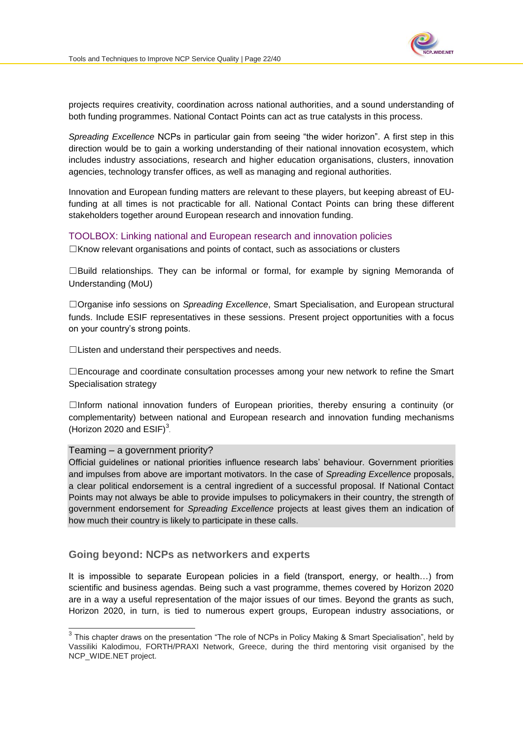projects requires creativity, coordination across national authorities, and a sound understanding of both funding programmes. National Contact Points can act as true catalysts in this process.

*Spreading Excellence* NCPs in particular gain from seeing "the wider horizon". A first step in this direction would be to gain a working understanding of their national innovation ecosystem, which includes industry associations, research and higher education organisations, clusters, innovation agencies, technology transfer offices, as well as managing and regional authorities.

Innovation and European funding matters are relevant to these players, but keeping abreast of EU-funding at all times is not practicable for all. National Contact Points can bring these different stakeholders together around European research and innovation funding.

### TOOLBOX: Linking national and European research and innovation policies

☐Know relevant organisations and points of contact, such as associations or clusters

☐Build relationships. They can be informal or formal, for example by signing Memoranda of Understanding (MoU)

☐Organise info sessions on *Spreading Excellence*, Smart Specialisation, and European structural funds. Include ESIF representatives in these sessions. Present project opportunities with a focus on your country's strong points.

☐Listen and understand their perspectives and needs.

☐Encourage and coordinate consultation processes among your new network to refine the Smart Specialisation strategy

☐Inform national innovation funders of European priorities, thereby ensuring a continuity (or complementarity) between national and European research and innovation funding mechanisms (Horizon 2020 and ESIF)[3].

**Teaming – a government priority?**

Official guidelines or national priorities influence research labs' behaviour. Government priorities and impulses from above are important motivators. In the case of *Spreading Excellence* proposals, a clear political endorsement is a central ingredient of a successful proposal. If National Contact Points may not always be able to provide impulses to policymakers in their country, the strength of government endorsement for *Spreading Excellence* projects at least gives them an indication of how much their country is likely to participate in these calls.

## Going beyond: NCPs as networkers and experts

It is impossible to separate European policies in a field (transport, energy, or health…) from scientific and business agendas. Being such a vast programme, themes covered by Horizon 2020 are in a way a useful representation of the major issues of our times. Beyond the grants as such, Horizon 2020, in turn, is tied to numerous expert groups, European industry associations, or

[3] This chapter draws on the presentation "The role of NCPs in Policy Making & Smart Specialisation", held by Vassiliki Kalodimou, FORTH/PRAXI Network, Greece, during the third mentoring visit organised by the NCP_WIDE.NET project.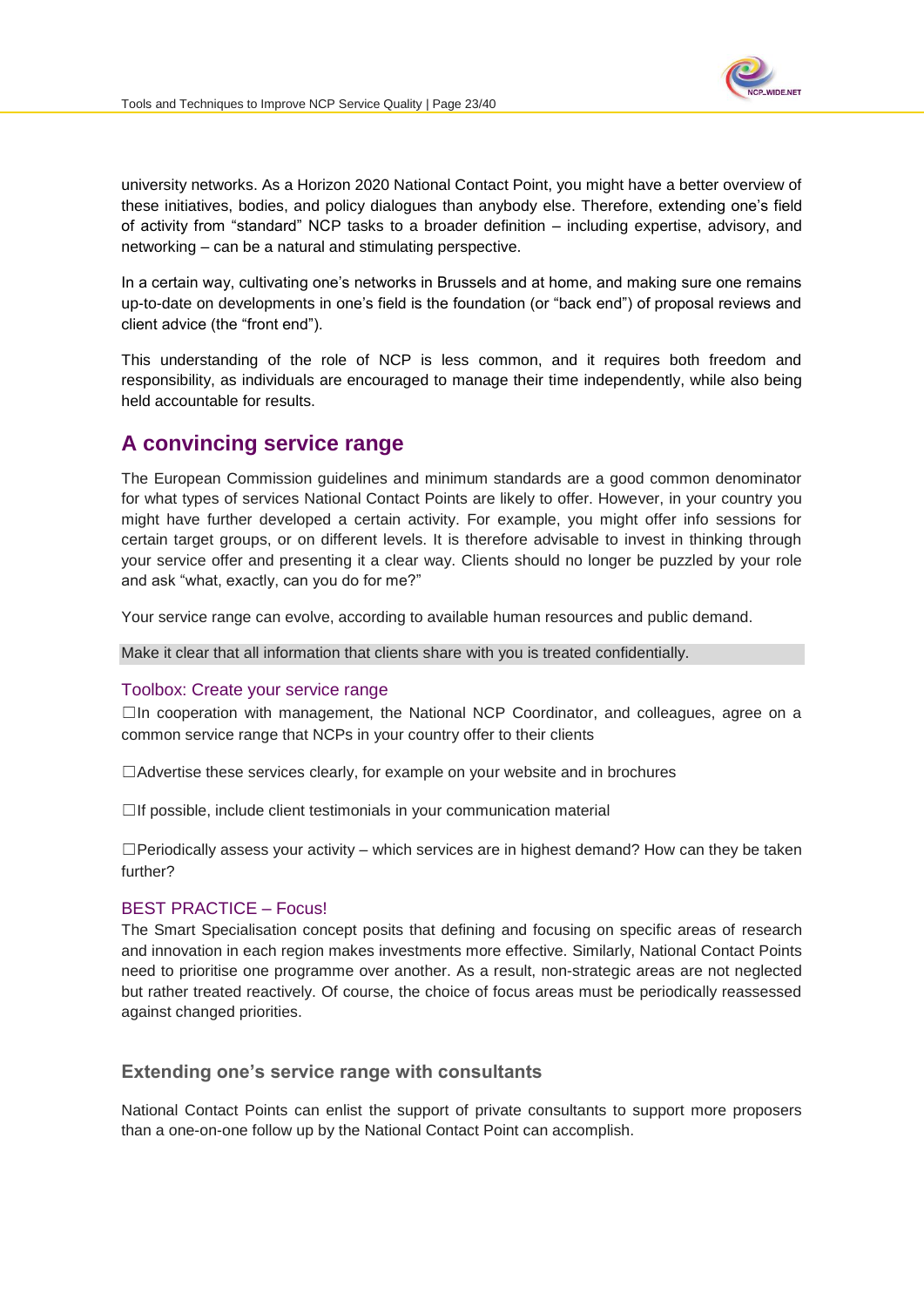university networks. As a Horizon 2020 National Contact Point, you might have a better overview of these initiatives, bodies, and policy dialogues than anybody else. Therefore, extending one's field of activity from "standard" NCP tasks to a broader definition – including expertise, advisory, and networking – can be a natural and stimulating perspective.

In a certain way, cultivating one's networks in Brussels and at home, and making sure one remains up-to-date on developments in one's field is the foundation (or "back end") of proposal reviews and client advice (the "front end").

This understanding of the role of NCP is less common, and it requires both freedom and responsibility, as individuals are encouraged to manage their time independently, while also being held accountable for results.

## A convincing service range

The European Commission guidelines and minimum standards are a good common denominator for what types of services National Contact Points are likely to offer. However, in your country you might have further developed a certain activity. For example, you might offer info sessions for certain target groups, or on different levels. It is therefore advisable to invest in thinking through your service offer and presenting it a clear way. Clients should no longer be puzzled by your role and ask "what, exactly, can you do for me?"

Your service range can evolve, according to available human resources and public demand.

Make it clear that all information that clients share with you is treated confidentially.

### Toolbox: Create your service range

☐In cooperation with management, the National NCP Coordinator, and colleagues, agree on a common service range that NCPs in your country offer to their clients

☐Advertise these services clearly, for example on your website and in brochures

☐If possible, include client testimonials in your communication material

☐Periodically assess your activity – which services are in highest demand? How can they be taken further?

### BEST PRACTICE – Focus!

The Smart Specialisation concept posits that defining and focusing on specific areas of research and innovation in each region makes investments more effective. Similarly, National Contact Points need to prioritise one programme over another. As a result, non-strategic areas are not neglected but rather treated reactively. Of course, the choice of focus areas must be periodically reassessed against changed priorities.

### Extending one's service range with consultants

National Contact Points can enlist the support of private consultants to support more proposers than a one-on-one follow up by the National Contact Point can accomplish.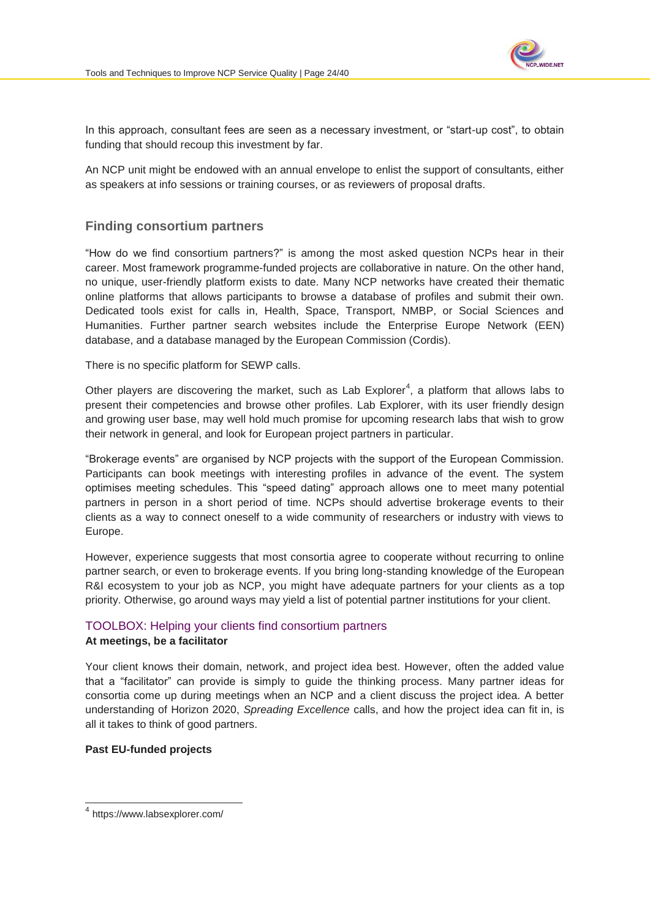In this approach, consultant fees are seen as a necessary investment, or "start-up cost", to obtain funding that should recoup this investment by far.

An NCP unit might be endowed with an annual envelope to enlist the support of consultants, either as speakers at info sessions or training courses, or as reviewers of proposal drafts.

## Finding consortium partners

"How do we find consortium partners?" is among the most asked question NCPs hear in their career. Most framework programme-funded projects are collaborative in nature. On the other hand, no unique, user-friendly platform exists to date. Many NCP networks have created their thematic online platforms that allows participants to browse a database of profiles and submit their own. Dedicated tools exist for calls in, Health, Space, Transport, NMBP, or Social Sciences and Humanities. Further partner search websites include the Enterprise Europe Network (EEN) database, and a database managed by the European Commission (Cordis).

There is no specific platform for SEWP calls.

Other players are discovering the market, such as Lab Explorer[4], a platform that allows labs to present their competencies and browse other profiles. Lab Explorer, with its user friendly design and growing user base, may well hold much promise for upcoming research labs that wish to grow their network in general, and look for European project partners in particular.

"Brokerage events" are organised by NCP projects with the support of the European Commission. Participants can book meetings with interesting profiles in advance of the event. The system optimises meeting schedules. This "speed dating" approach allows one to meet many potential partners in person in a short period of time. NCPs should advertise brokerage events to their clients as a way to connect oneself to a wide community of researchers or industry with views to Europe.

However, experience suggests that most consortia agree to cooperate without recurring to online partner search, or even to brokerage events. If you bring long-standing knowledge of the European R&I ecosystem to your job as NCP, you might have adequate partners for your clients as a top priority. Otherwise, go around ways may yield a list of potential partner institutions for your client.

### TOOLBOX: Helping your clients find consortium partners

**At meetings, be a facilitator**

Your client knows their domain, network, and project idea best. However, often the added value that a "facilitator" can provide is simply to guide the thinking process. Many partner ideas for consortia come up during meetings when an NCP and a client discuss the project idea. A better understanding of Horizon 2020, *Spreading Excellence* calls, and how the project idea can fit in, is all it takes to think of good partners.

**Past EU-funded projects**

[4] https://www.labsexplorer.com/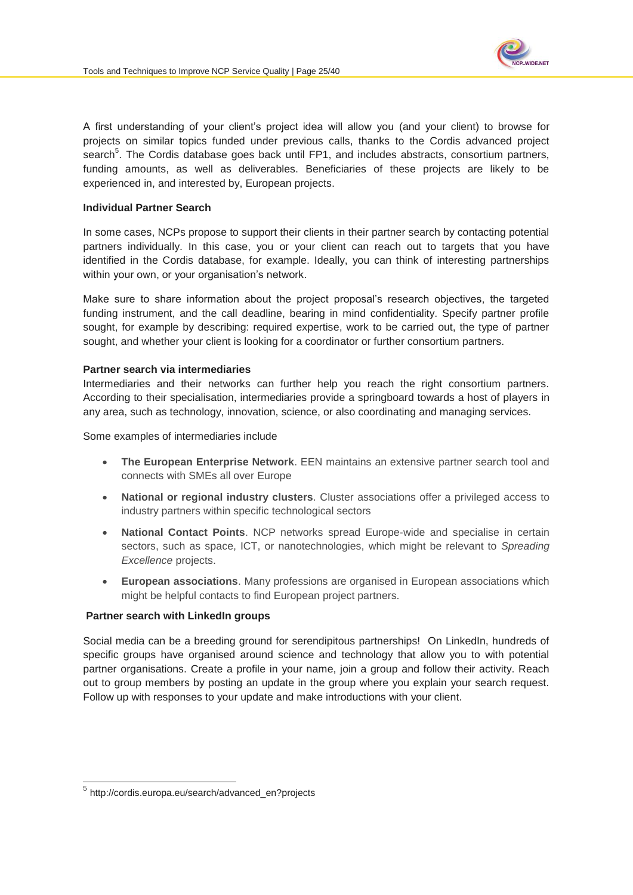A first understanding of your client's project idea will allow you (and your client) to browse for projects on similar topics funded under previous calls, thanks to the Cordis advanced project search[5]. The Cordis database goes back until FP1, and includes abstracts, consortium partners, funding amounts, as well as deliverables. Beneficiaries of these projects are likely to be experienced in, and interested by, European projects.

**Individual Partner Search**

In some cases, NCPs propose to support their clients in their partner search by contacting potential partners individually. In this case, you or your client can reach out to targets that you have identified in the Cordis database, for example. Ideally, you can think of interesting partnerships within your own, or your organisation's network.

Make sure to share information about the project proposal's research objectives, the targeted funding instrument, and the call deadline, bearing in mind confidentiality. Specify partner profile sought, for example by describing: required expertise, work to be carried out, the type of partner sought, and whether your client is looking for a coordinator or further consortium partners.

**Partner search via intermediaries**

Intermediaries and their networks can further help you reach the right consortium partners. According to their specialisation, intermediaries provide a springboard towards a host of players in any area, such as technology, innovation, science, or also coordinating and managing services.

Some examples of intermediaries include

- **The European Enterprise Network**. EEN maintains an extensive partner search tool and connects with SMEs all over Europe
- **National or regional industry clusters**. Cluster associations offer a privileged access to industry partners within specific technological sectors
- **National Contact Points**. NCP networks spread Europe-wide and specialise in certain sectors, such as space, ICT, or nanotechnologies, which might be relevant to *Spreading Excellence* projects.
- **European associations**. Many professions are organised in European associations which might be helpful contacts to find European project partners.

**Partner search with LinkedIn groups**

Social media can be a breeding ground for serendipitous partnerships! On LinkedIn, hundreds of specific groups have organised around science and technology that allow you to with potential partner organisations. Create a profile in your name, join a group and follow their activity. Reach out to group members by posting an update in the group where you explain your search request. Follow up with responses to your update and make introductions with your client.

---

[5] http://cordis.europa.eu/search/advanced_en?projects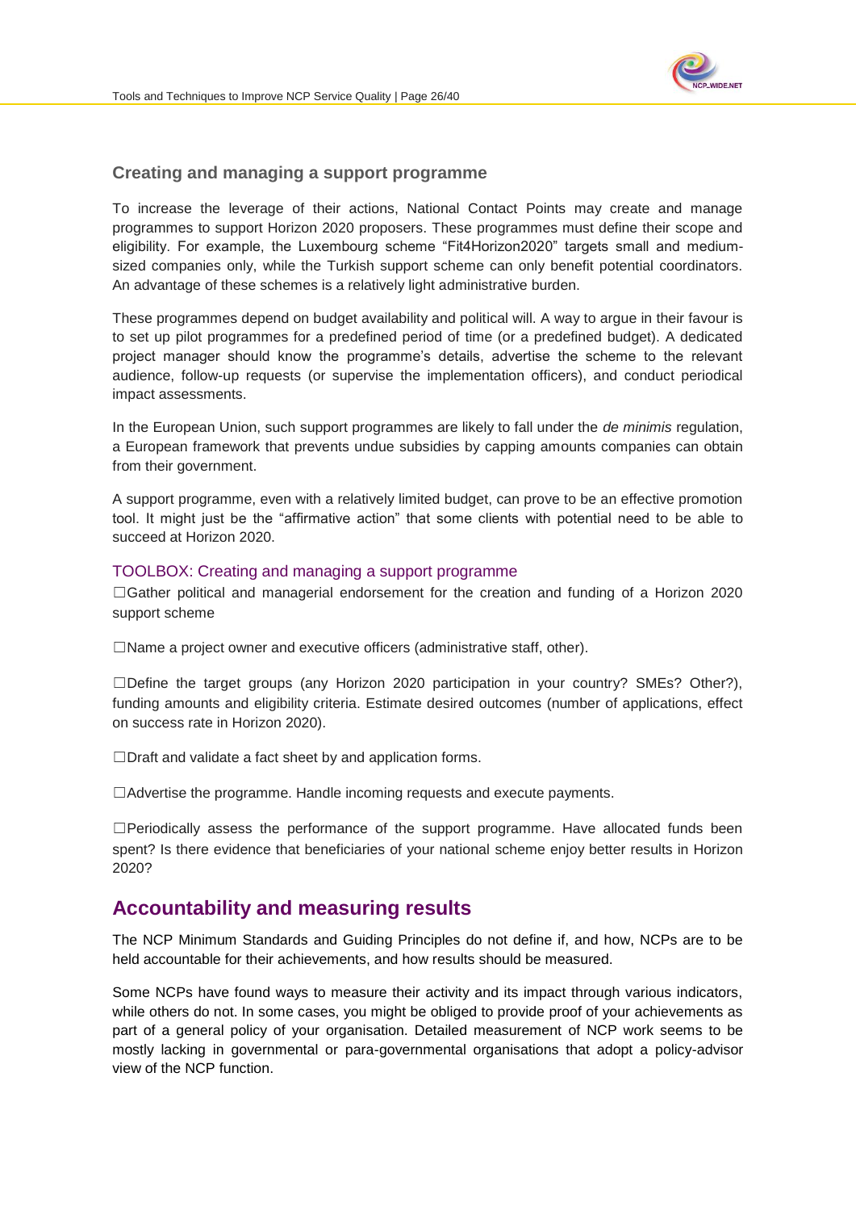### Creating and managing a support programme

To increase the leverage of their actions, National Contact Points may create and manage programmes to support Horizon 2020 proposers. These programmes must define their scope and eligibility. For example, the Luxembourg scheme "Fit4Horizon2020" targets small and medium-sized companies only, while the Turkish support scheme can only benefit potential coordinators. An advantage of these schemes is a relatively light administrative burden.

These programmes depend on budget availability and political will. A way to argue in their favour is to set up pilot programmes for a predefined period of time (or a predefined budget). A dedicated project manager should know the programme's details, advertise the scheme to the relevant audience, follow-up requests (or supervise the implementation officers), and conduct periodical impact assessments.

In the European Union, such support programmes are likely to fall under the *de minimis* regulation, a European framework that prevents undue subsidies by capping amounts companies can obtain from their government.

A support programme, even with a relatively limited budget, can prove to be an effective promotion tool. It might just be the "affirmative action" that some clients with potential need to be able to succeed at Horizon 2020.

#### TOOLBOX: Creating and managing a support programme

☐Gather political and managerial endorsement for the creation and funding of a Horizon 2020 support scheme

☐Name a project owner and executive officers (administrative staff, other).

☐Define the target groups (any Horizon 2020 participation in your country? SMEs? Other?), funding amounts and eligibility criteria. Estimate desired outcomes (number of applications, effect on success rate in Horizon 2020).

☐Draft and validate a fact sheet by and application forms.

☐Advertise the programme. Handle incoming requests and execute payments.

☐Periodically assess the performance of the support programme. Have allocated funds been spent? Is there evidence that beneficiaries of your national scheme enjoy better results in Horizon 2020?

## Accountability and measuring results

The NCP Minimum Standards and Guiding Principles do not define if, and how, NCPs are to be held accountable for their achievements, and how results should be measured.

Some NCPs have found ways to measure their activity and its impact through various indicators, while others do not. In some cases, you might be obliged to provide proof of your achievements as part of a general policy of your organisation. Detailed measurement of NCP work seems to be mostly lacking in governmental or para-governmental organisations that adopt a policy-advisor view of the NCP function.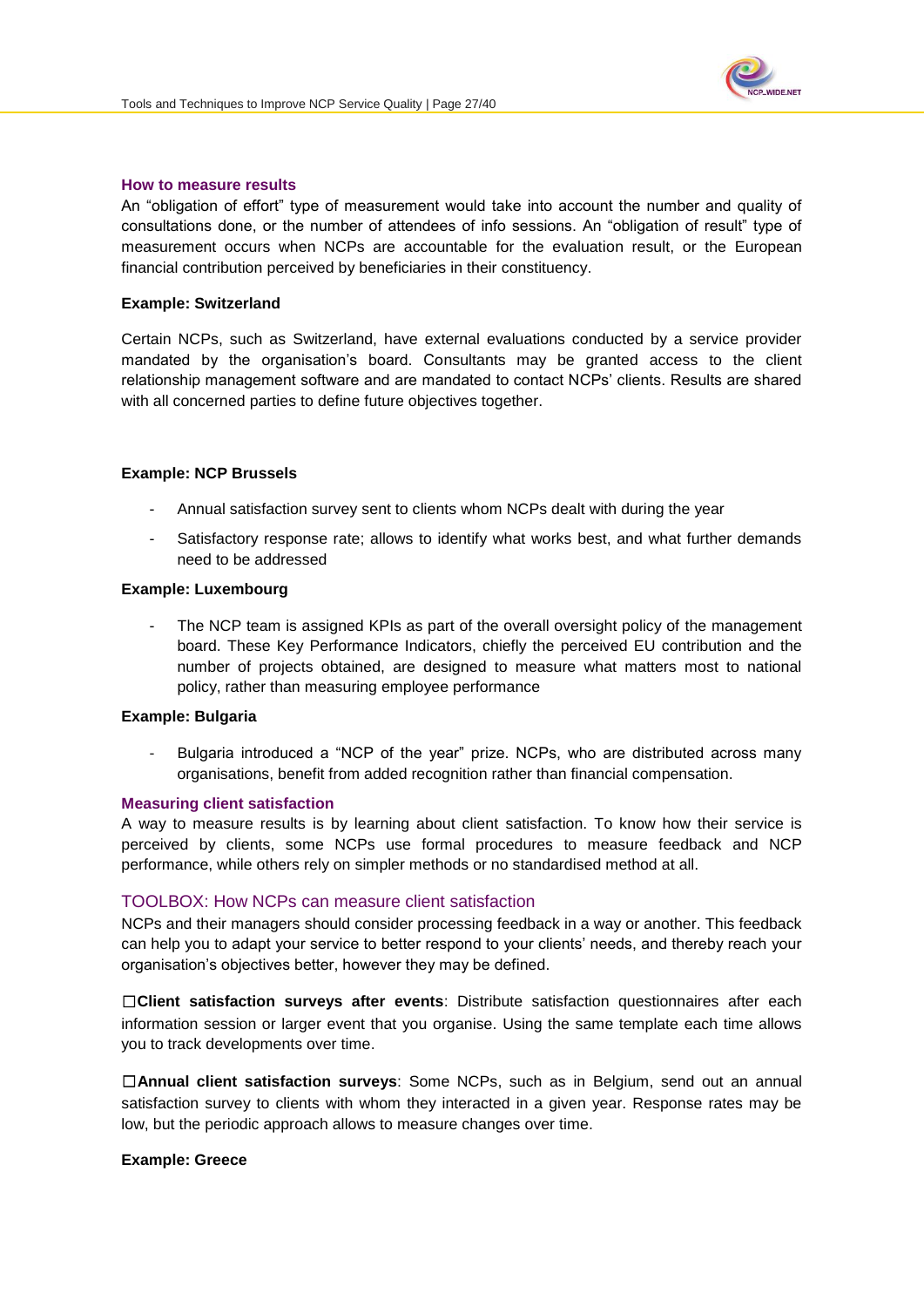### How to measure results

An "obligation of effort" type of measurement would take into account the number and quality of consultations done, or the number of attendees of info sessions. An "obligation of result" type of measurement occurs when NCPs are accountable for the evaluation result, or the European financial contribution perceived by beneficiaries in their constituency.

**Example: Switzerland**

Certain NCPs, such as Switzerland, have external evaluations conducted by a service provider mandated by the organisation's board. Consultants may be granted access to the client relationship management software and are mandated to contact NCPs' clients. Results are shared with all concerned parties to define future objectives together.

**Example: NCP Brussels**

- Annual satisfaction survey sent to clients whom NCPs dealt with during the year
- Satisfactory response rate; allows to identify what works best, and what further demands need to be addressed

**Example: Luxembourg**

- The NCP team is assigned KPIs as part of the overall oversight policy of the management board. These Key Performance Indicators, chiefly the perceived EU contribution and the number of projects obtained, are designed to measure what matters most to national policy, rather than measuring employee performance

**Example: Bulgaria**

- Bulgaria introduced a "NCP of the year" prize. NCPs, who are distributed across many organisations, benefit from added recognition rather than financial compensation.

### Measuring client satisfaction

A way to measure results is by learning about client satisfaction. To know how their service is perceived by clients, some NCPs use formal procedures to measure feedback and NCP performance, while others rely on simpler methods or no standardised method at all.

## TOOLBOX: How NCPs can measure client satisfaction

NCPs and their managers should consider processing feedback in a way or another. This feedback can help you to adapt your service to better respond to your clients' needs, and thereby reach your organisation's objectives better, however they may be defined.

☐**Client satisfaction surveys after events**: Distribute satisfaction questionnaires after each information session or larger event that you organise. Using the same template each time allows you to track developments over time.

☐**Annual client satisfaction surveys**: Some NCPs, such as in Belgium, send out an annual satisfaction survey to clients with whom they interacted in a given year. Response rates may be low, but the periodic approach allows to measure changes over time.

**Example: Greece**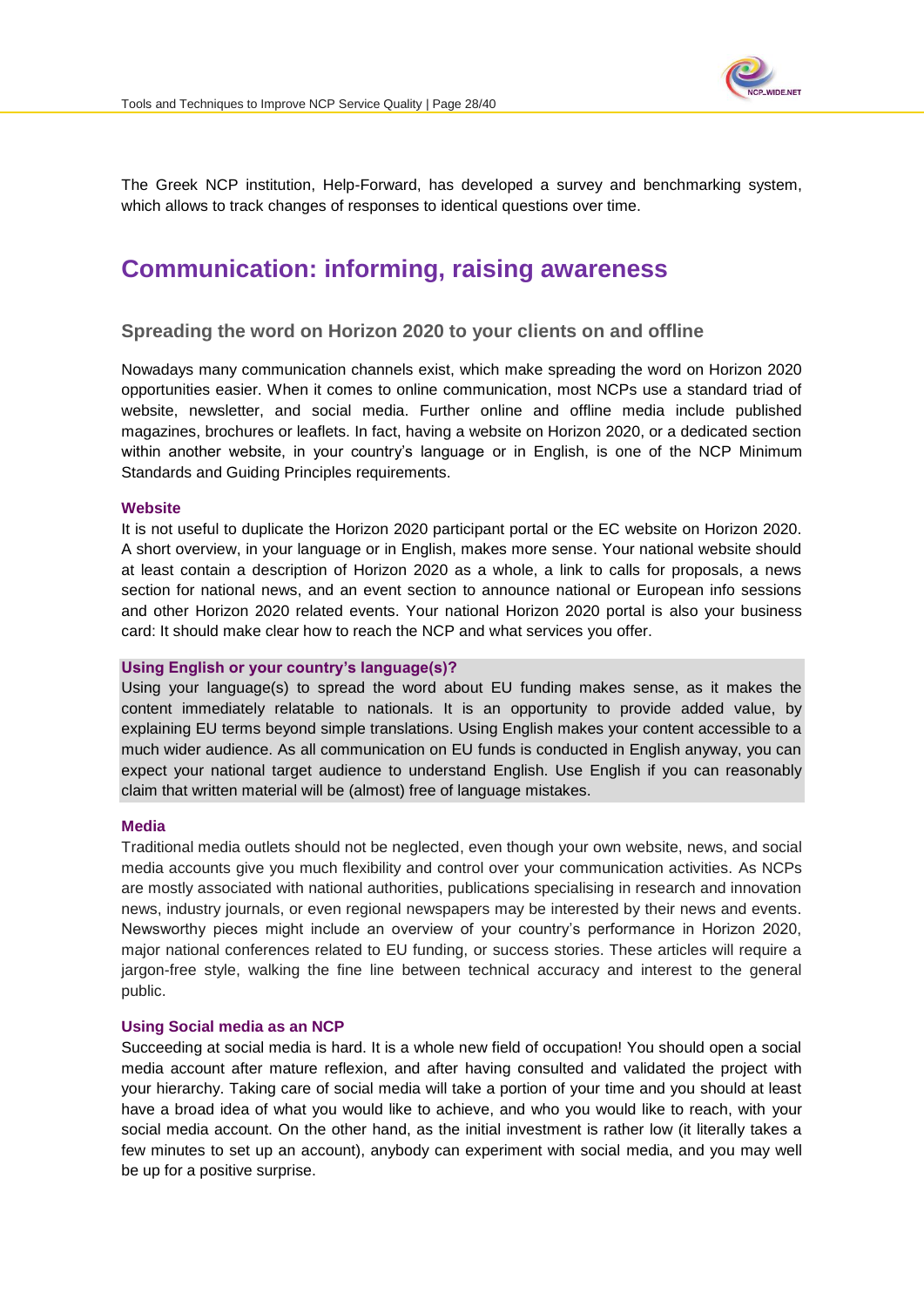The Greek NCP institution, Help-Forward, has developed a survey and benchmarking system, which allows to track changes of responses to identical questions over time.

# Communication: informing, raising awareness

## Spreading the word on Horizon 2020 to your clients on and offline

Nowadays many communication channels exist, which make spreading the word on Horizon 2020 opportunities easier. When it comes to online communication, most NCPs use a standard triad of website, newsletter, and social media. Further online and offline media include published magazines, brochures or leaflets. In fact, having a website on Horizon 2020, or a dedicated section within another website, in your country's language or in English, is one of the NCP Minimum Standards and Guiding Principles requirements.

### Website

It is not useful to duplicate the Horizon 2020 participant portal or the EC website on Horizon 2020. A short overview, in your language or in English, makes more sense. Your national website should at least contain a description of Horizon 2020 as a whole, a link to calls for proposals, a news section for national news, and an event section to announce national or European info sessions and other Horizon 2020 related events. Your national Horizon 2020 portal is also your business card: It should make clear how to reach the NCP and what services you offer.

### Using English or your country's language(s)?

Using your language(s) to spread the word about EU funding makes sense, as it makes the content immediately relatable to nationals. It is an opportunity to provide added value, by explaining EU terms beyond simple translations. Using English makes your content accessible to a much wider audience. As all communication on EU funds is conducted in English anyway, you can expect your national target audience to understand English. Use English if you can reasonably claim that written material will be (almost) free of language mistakes.

### Media

Traditional media outlets should not be neglected, even though your own website, news, and social media accounts give you much flexibility and control over your communication activities. As NCPs are mostly associated with national authorities, publications specialising in research and innovation news, industry journals, or even regional newspapers may be interested by their news and events. Newsworthy pieces might include an overview of your country's performance in Horizon 2020, major national conferences related to EU funding, or success stories. These articles will require a jargon-free style, walking the fine line between technical accuracy and interest to the general public.

### Using Social media as an NCP

Succeeding at social media is hard. It is a whole new field of occupation! You should open a social media account after mature reflexion, and after having consulted and validated the project with your hierarchy. Taking care of social media will take a portion of your time and you should at least have a broad idea of what you would like to achieve, and who you would like to reach, with your social media account. On the other hand, as the initial investment is rather low (it literally takes a few minutes to set up an account), anybody can experiment with social media, and you may well be up for a positive surprise.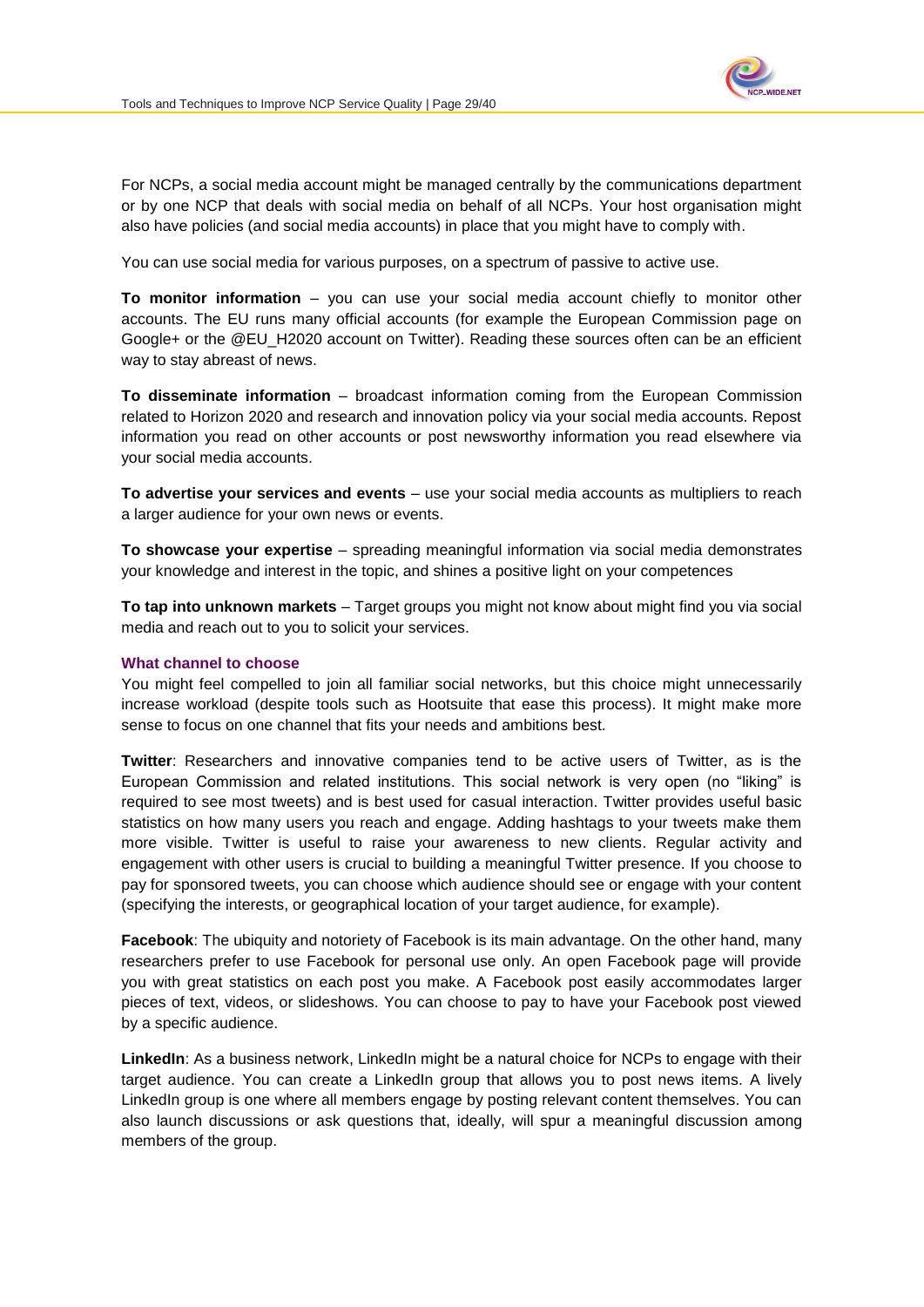For NCPs, a social media account might be managed centrally by the communications department or by one NCP that deals with social media on behalf of all NCPs. Your host organisation might also have policies (and social media accounts) in place that you might have to comply with.

You can use social media for various purposes, on a spectrum of passive to active use.

**To monitor information** – you can use your social media account chiefly to monitor other accounts. The EU runs many official accounts (for example the European Commission page on Google+ or the @EU_H2020 account on Twitter). Reading these sources often can be an efficient way to stay abreast of news.

**To disseminate information** – broadcast information coming from the European Commission related to Horizon 2020 and research and innovation policy via your social media accounts. Repost information you read on other accounts or post newsworthy information you read elsewhere via your social media accounts.

**To advertise your services and events** – use your social media accounts as multipliers to reach a larger audience for your own news or events.

**To showcase your expertise** – spreading meaningful information via social media demonstrates your knowledge and interest in the topic, and shines a positive light on your competences

**To tap into unknown markets** – Target groups you might not know about might find you via social media and reach out to you to solicit your services.

#### What channel to choose

You might feel compelled to join all familiar social networks, but this choice might unnecessarily increase workload (despite tools such as Hootsuite that ease this process). It might make more sense to focus on one channel that fits your needs and ambitions best.

**Twitter**: Researchers and innovative companies tend to be active users of Twitter, as is the European Commission and related institutions. This social network is very open (no "liking" is required to see most tweets) and is best used for casual interaction. Twitter provides useful basic statistics on how many users you reach and engage. Adding hashtags to your tweets make them more visible. Twitter is useful to raise your awareness to new clients. Regular activity and engagement with other users is crucial to building a meaningful Twitter presence. If you choose to pay for sponsored tweets, you can choose which audience should see or engage with your content (specifying the interests, or geographical location of your target audience, for example).

**Facebook**: The ubiquity and notoriety of Facebook is its main advantage. On the other hand, many researchers prefer to use Facebook for personal use only. An open Facebook page will provide you with great statistics on each post you make. A Facebook post easily accommodates larger pieces of text, videos, or slideshows. You can choose to pay to have your Facebook post viewed by a specific audience.

**LinkedIn**: As a business network, LinkedIn might be a natural choice for NCPs to engage with their target audience. You can create a LinkedIn group that allows you to post news items. A lively LinkedIn group is one where all members engage by posting relevant content themselves. You can also launch discussions or ask questions that, ideally, will spur a meaningful discussion among members of the group.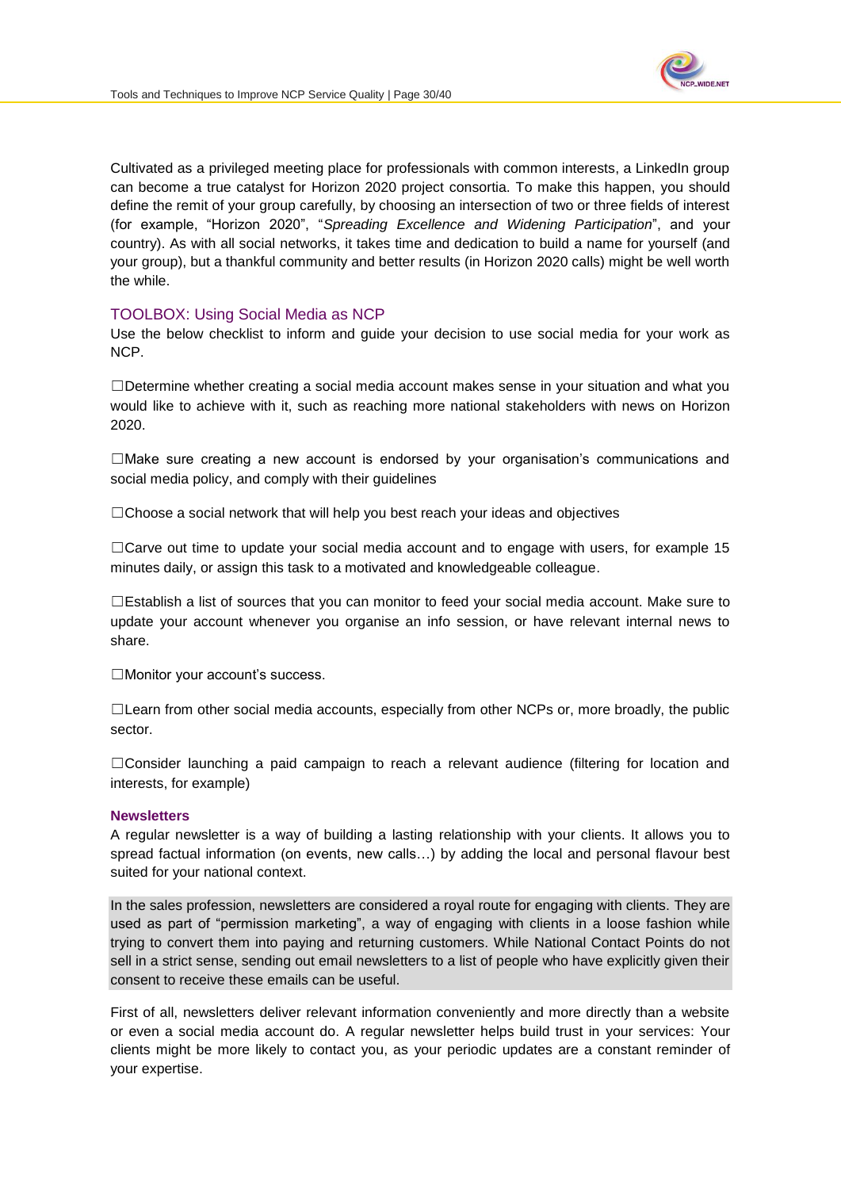Cultivated as a privileged meeting place for professionals with common interests, a LinkedIn group can become a true catalyst for Horizon 2020 project consortia. To make this happen, you should define the remit of your group carefully, by choosing an intersection of two or three fields of interest (for example, “Horizon 2020”, “*Spreading Excellence and Widening Participation*”, and your country). As with all social networks, it takes time and dedication to build a name for yourself (and your group), but a thankful community and better results (in Horizon 2020 calls) might be well worth the while.

### TOOLBOX: Using Social Media as NCP

Use the below checklist to inform and guide your decision to use social media for your work as NCP.

☐Determine whether creating a social media account makes sense in your situation and what you would like to achieve with it, such as reaching more national stakeholders with news on Horizon 2020.

☐Make sure creating a new account is endorsed by your organisation’s communications and social media policy, and comply with their guidelines

☐Choose a social network that will help you best reach your ideas and objectives

☐Carve out time to update your social media account and to engage with users, for example 15 minutes daily, or assign this task to a motivated and knowledgeable colleague.

☐Establish a list of sources that you can monitor to feed your social media account. Make sure to update your account whenever you organise an info session, or have relevant internal news to share.

☐Monitor your account’s success.

☐Learn from other social media accounts, especially from other NCPs or, more broadly, the public sector.

☐Consider launching a paid campaign to reach a relevant audience (filtering for location and interests, for example)

#### Newsletters

A regular newsletter is a way of building a lasting relationship with your clients. It allows you to spread factual information (on events, new calls…) by adding the local and personal flavour best suited for your national context.

In the sales profession, newsletters are considered a royal route for engaging with clients. They are used as part of “permission marketing”, a way of engaging with clients in a loose fashion while trying to convert them into paying and returning customers. While National Contact Points do not sell in a strict sense, sending out email newsletters to a list of people who have explicitly given their consent to receive these emails can be useful.

First of all, newsletters deliver relevant information conveniently and more directly than a website or even a social media account do. A regular newsletter helps build trust in your services: Your clients might be more likely to contact you, as your periodic updates are a constant reminder of your expertise.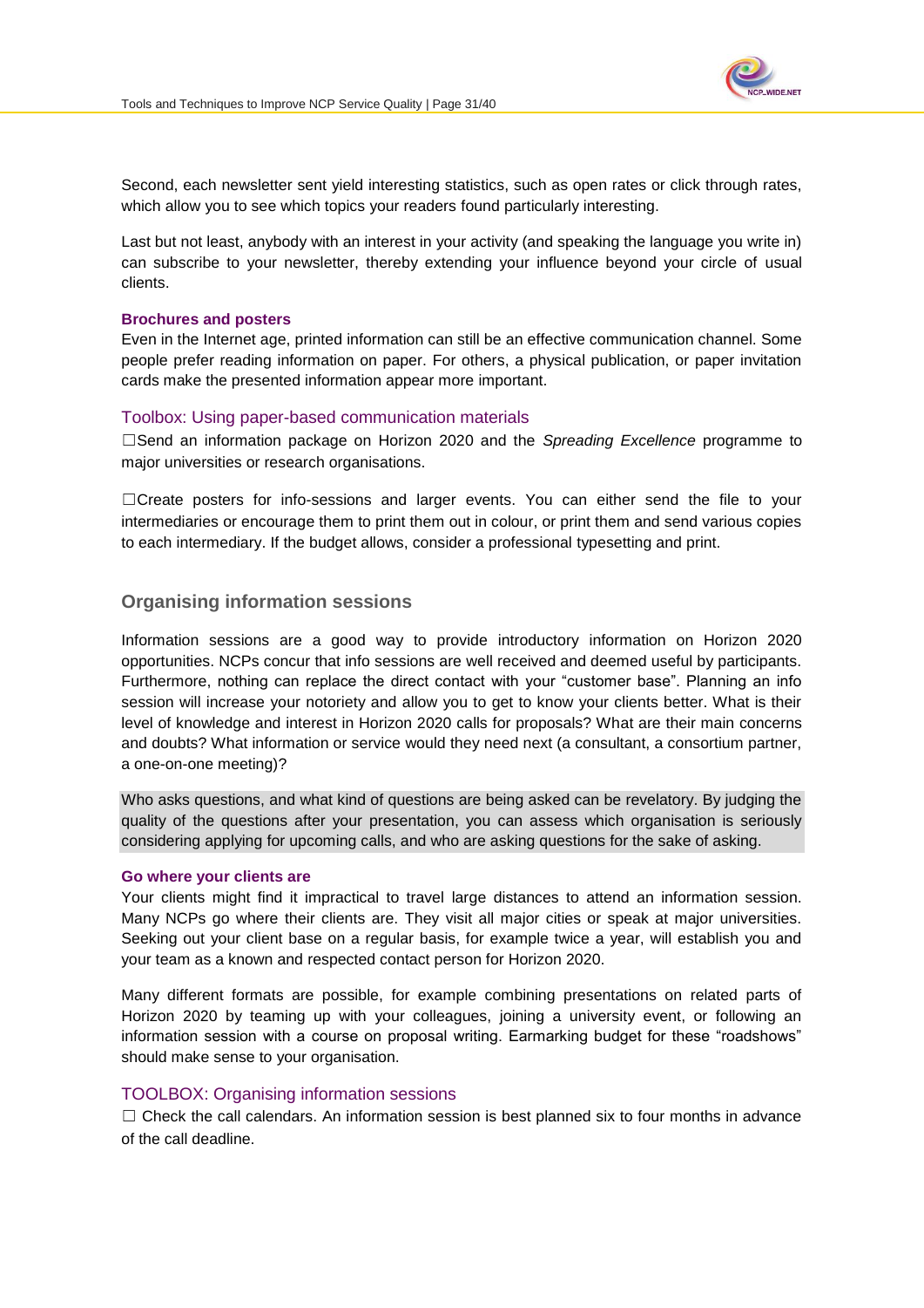Second, each newsletter sent yield interesting statistics, such as open rates or click through rates, which allow you to see which topics your readers found particularly interesting.

Last but not least, anybody with an interest in your activity (and speaking the language you write in) can subscribe to your newsletter, thereby extending your influence beyond your circle of usual clients.

**Brochures and posters**

Even in the Internet age, printed information can still be an effective communication channel. Some people prefer reading information on paper. For others, a physical publication, or paper invitation cards make the presented information appear more important.

### Toolbox: Using paper-based communication materials

☐Send an information package on Horizon 2020 and the *Spreading Excellence* programme to major universities or research organisations.

☐Create posters for info-sessions and larger events. You can either send the file to your intermediaries or encourage them to print them out in colour, or print them and send various copies to each intermediary. If the budget allows, consider a professional typesetting and print.

## Organising information sessions

Information sessions are a good way to provide introductory information on Horizon 2020 opportunities. NCPs concur that info sessions are well received and deemed useful by participants. Furthermore, nothing can replace the direct contact with your "customer base". Planning an info session will increase your notoriety and allow you to get to know your clients better. What is their level of knowledge and interest in Horizon 2020 calls for proposals? What are their main concerns and doubts? What information or service would they need next (a consultant, a consortium partner, a one-on-one meeting)?

Who asks questions, and what kind of questions are being asked can be revelatory. By judging the quality of the questions after your presentation, you can assess which organisation is seriously considering applying for upcoming calls, and who are asking questions for the sake of asking.

**Go where your clients are**

Your clients might find it impractical to travel large distances to attend an information session. Many NCPs go where their clients are. They visit all major cities or speak at major universities. Seeking out your client base on a regular basis, for example twice a year, will establish you and your team as a known and respected contact person for Horizon 2020.

Many different formats are possible, for example combining presentations on related parts of Horizon 2020 by teaming up with your colleagues, joining a university event, or following an information session with a course on proposal writing. Earmarking budget for these "roadshows" should make sense to your organisation.

### TOOLBOX: Organising information sessions

☐ Check the call calendars. An information session is best planned six to four months in advance of the call deadline.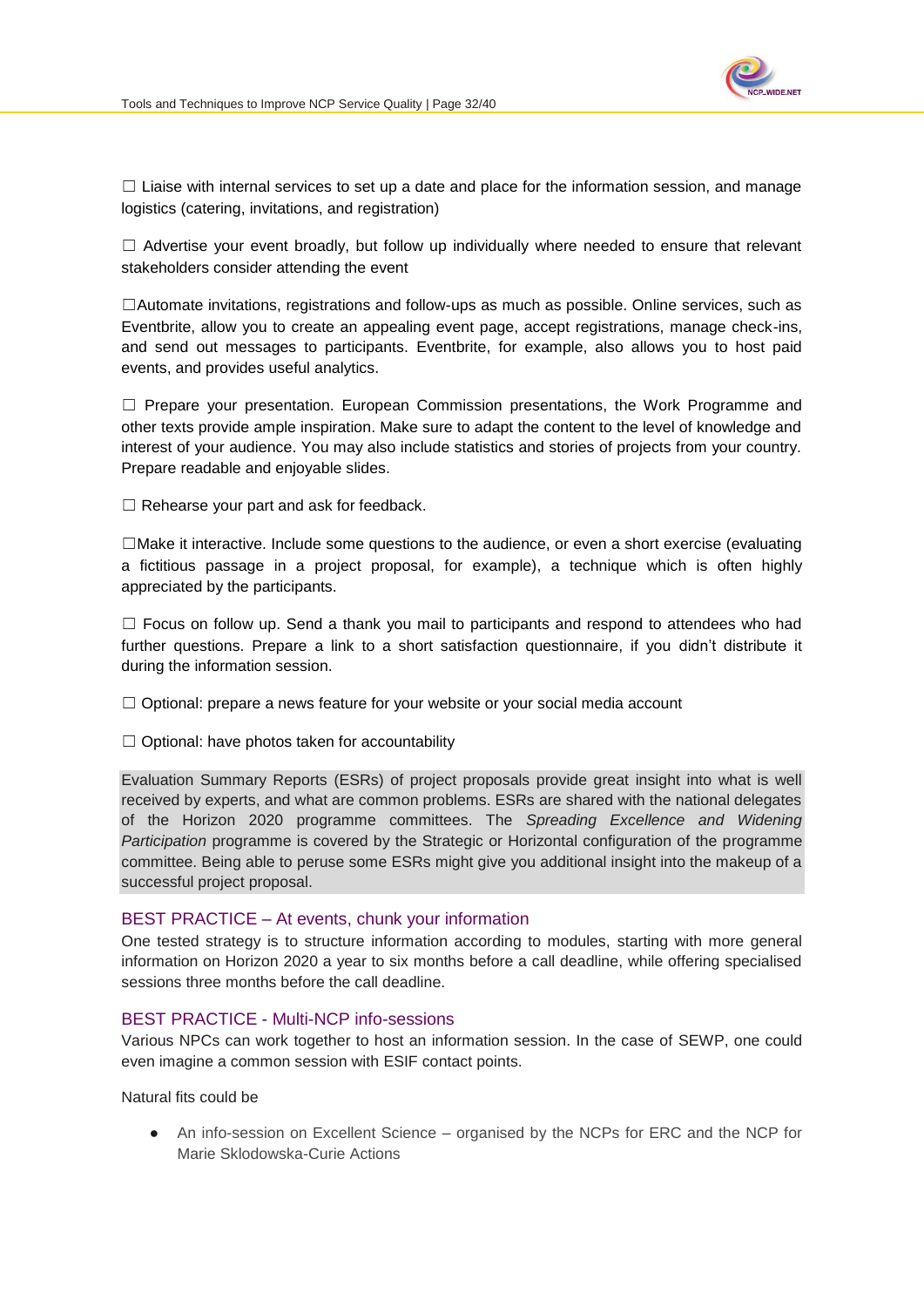☐ Liaise with internal services to set up a date and place for the information session, and manage logistics (catering, invitations, and registration)

☐ Advertise your event broadly, but follow up individually where needed to ensure that relevant stakeholders consider attending the event

☐Automate invitations, registrations and follow-ups as much as possible. Online services, such as Eventbrite, allow you to create an appealing event page, accept registrations, manage check-ins, and send out messages to participants. Eventbrite, for example, also allows you to host paid events, and provides useful analytics.

☐ Prepare your presentation. European Commission presentations, the Work Programme and other texts provide ample inspiration. Make sure to adapt the content to the level of knowledge and interest of your audience. You may also include statistics and stories of projects from your country. Prepare readable and enjoyable slides.

☐ Rehearse your part and ask for feedback.

☐Make it interactive. Include some questions to the audience, or even a short exercise (evaluating a fictitious passage in a project proposal, for example), a technique which is often highly appreciated by the participants.

☐ Focus on follow up. Send a thank you mail to participants and respond to attendees who had further questions. Prepare a link to a short satisfaction questionnaire, if you didn't distribute it during the information session.

☐ Optional: prepare a news feature for your website or your social media account

☐ Optional: have photos taken for accountability

Evaluation Summary Reports (ESRs) of project proposals provide great insight into what is well received by experts, and what are common problems. ESRs are shared with the national delegates of the Horizon 2020 programme committees. The *Spreading Excellence and Widening Participation* programme is covered by the Strategic or Horizontal configuration of the programme committee. Being able to peruse some ESRs might give you additional insight into the makeup of a successful project proposal.

### BEST PRACTICE – At events, chunk your information

One tested strategy is to structure information according to modules, starting with more general information on Horizon 2020 a year to six months before a call deadline, while offering specialised sessions three months before the call deadline.

### BEST PRACTICE - Multi-NCP info-sessions

Various NPCs can work together to host an information session. In the case of SEWP, one could even imagine a common session with ESIF contact points.

Natural fits could be

- An info-session on Excellent Science – organised by the NCPs for ERC and the NCP for Marie Sklodowska-Curie Actions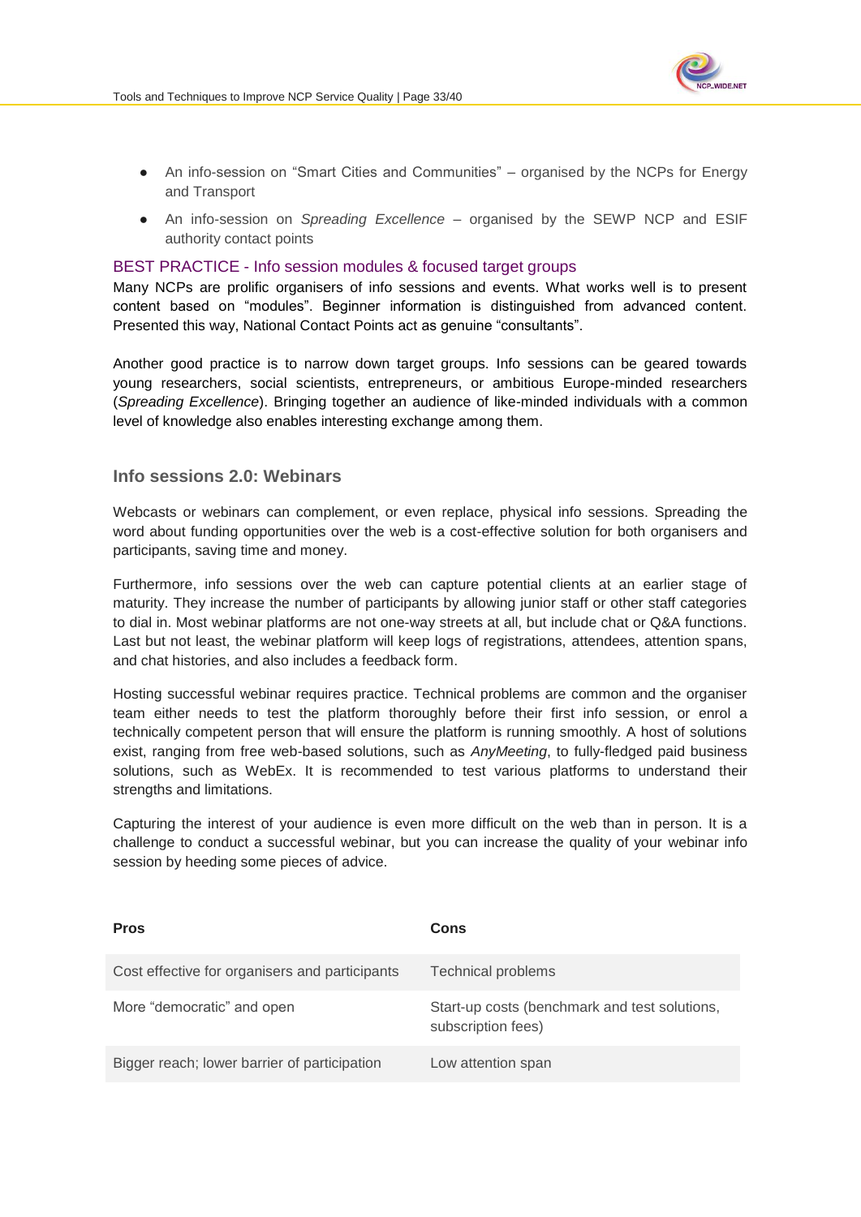- An info-session on “Smart Cities and Communities” – organised by the NCPs for Energy and Transport
- An info-session on *Spreading Excellence* – organised by the SEWP NCP and ESIF authority contact points

### BEST PRACTICE - Info session modules & focused target groups

Many NCPs are prolific organisers of info sessions and events. What works well is to present content based on “modules”. Beginner information is distinguished from advanced content. Presented this way, National Contact Points act as genuine “consultants”.

Another good practice is to narrow down target groups. Info sessions can be geared towards young researchers, social scientists, entrepreneurs, or ambitious Europe-minded researchers (*Spreading Excellence*). Bringing together an audience of like-minded individuals with a common level of knowledge also enables interesting exchange among them.

## Info sessions 2.0: Webinars

Webcasts or webinars can complement, or even replace, physical info sessions. Spreading the word about funding opportunities over the web is a cost-effective solution for both organisers and participants, saving time and money.

Furthermore, info sessions over the web can capture potential clients at an earlier stage of maturity. They increase the number of participants by allowing junior staff or other staff categories to dial in. Most webinar platforms are not one-way streets at all, but include chat or Q&A functions. Last but not least, the webinar platform will keep logs of registrations, attendees, attention spans, and chat histories, and also includes a feedback form.

Hosting successful webinar requires practice. Technical problems are common and the organiser team either needs to test the platform thoroughly before their first info session, or enrol a technically competent person that will ensure the platform is running smoothly. A host of solutions exist, ranging from free web-based solutions, such as *AnyMeeting*, to fully-fledged paid business solutions, such as WebEx. It is recommended to test various platforms to understand their strengths and limitations.

Capturing the interest of your audience is even more difficult on the web than in person. It is a challenge to conduct a successful webinar, but you can increase the quality of your webinar info session by heeding some pieces of advice.

| Pros | Cons |
|---|---|
| Cost effective for organisers and participants | Technical problems |
| More “democratic” and open | Start-up costs (benchmark and test solutions, subscription fees) |
| Bigger reach; lower barrier of participation | Low attention span |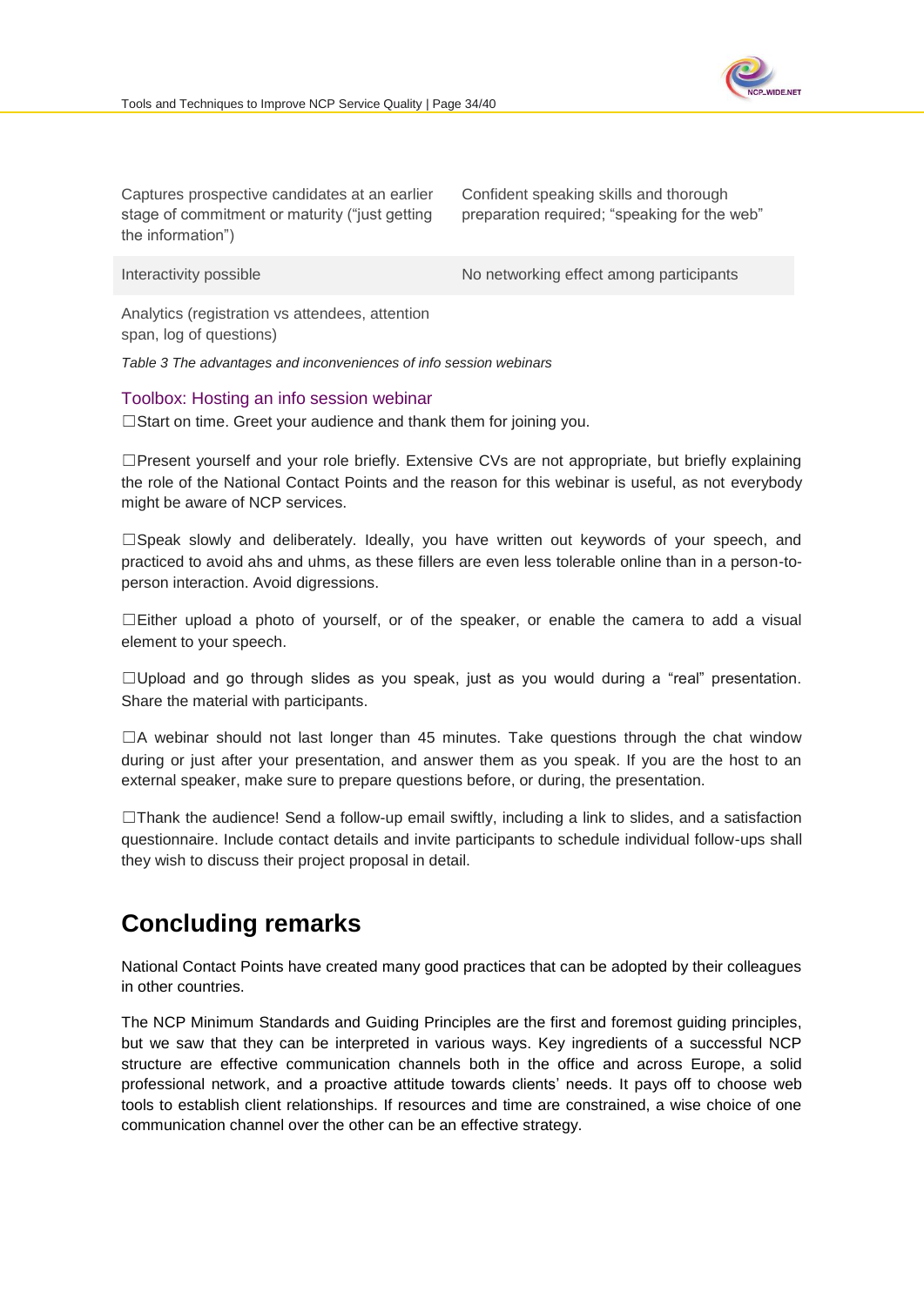| | |
|---|---|
| Captures prospective candidates at an earlier stage of commitment or maturity ("just getting the information") | Confident speaking skills and thorough preparation required; "speaking for the web" |
| Interactivity possible | No networking effect among participants |
| Analytics (registration vs attendees, attention span, log of questions) | |

*Table 3 The advantages and inconveniences of info session webinars*

### Toolbox: Hosting an info session webinar

☐Start on time. Greet your audience and thank them for joining you.

☐Present yourself and your role briefly. Extensive CVs are not appropriate, but briefly explaining the role of the National Contact Points and the reason for this webinar is useful, as not everybody might be aware of NCP services.

☐Speak slowly and deliberately. Ideally, you have written out keywords of your speech, and practiced to avoid ahs and uhms, as these fillers are even less tolerable online than in a person-to-person interaction. Avoid digressions.

☐Either upload a photo of yourself, or of the speaker, or enable the camera to add a visual element to your speech.

☐Upload and go through slides as you speak, just as you would during a "real" presentation. Share the material with participants.

☐A webinar should not last longer than 45 minutes. Take questions through the chat window during or just after your presentation, and answer them as you speak. If you are the host to an external speaker, make sure to prepare questions before, or during, the presentation.

☐Thank the audience! Send a follow-up email swiftly, including a link to slides, and a satisfaction questionnaire. Include contact details and invite participants to schedule individual follow-ups shall they wish to discuss their project proposal in detail.

# Concluding remarks

National Contact Points have created many good practices that can be adopted by their colleagues in other countries.

The NCP Minimum Standards and Guiding Principles are the first and foremost guiding principles, but we saw that they can be interpreted in various ways. Key ingredients of a successful NCP structure are effective communication channels both in the office and across Europe, a solid professional network, and a proactive attitude towards clients' needs. It pays off to choose web tools to establish client relationships. If resources and time are constrained, a wise choice of one communication channel over the other can be an effective strategy.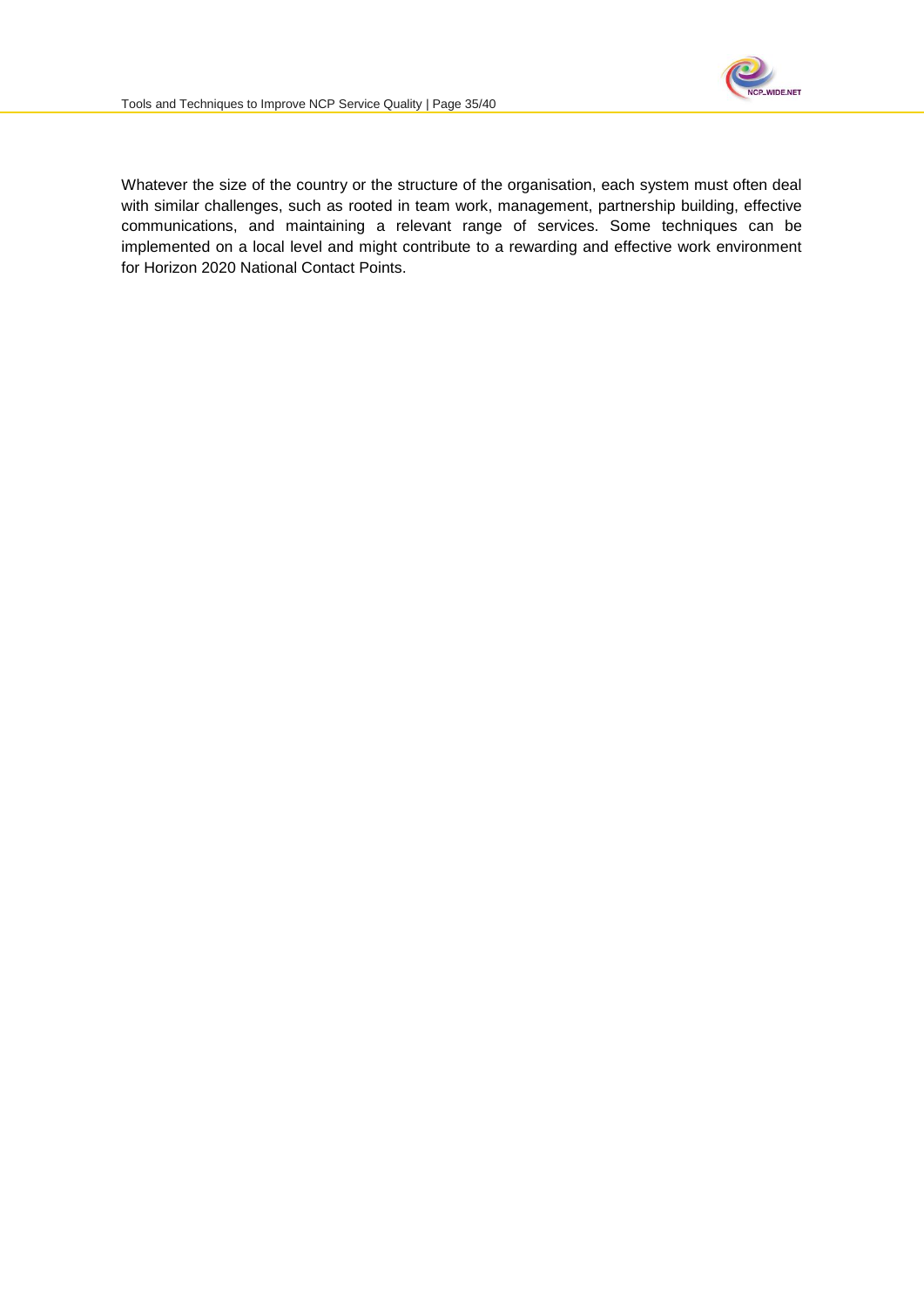Whatever the size of the country or the structure of the organisation, each system must often deal with similar challenges, such as rooted in team work, management, partnership building, effective communications, and maintaining a relevant range of services. Some techniques can be implemented on a local level and might contribute to a rewarding and effective work environment for Horizon 2020 National Contact Points.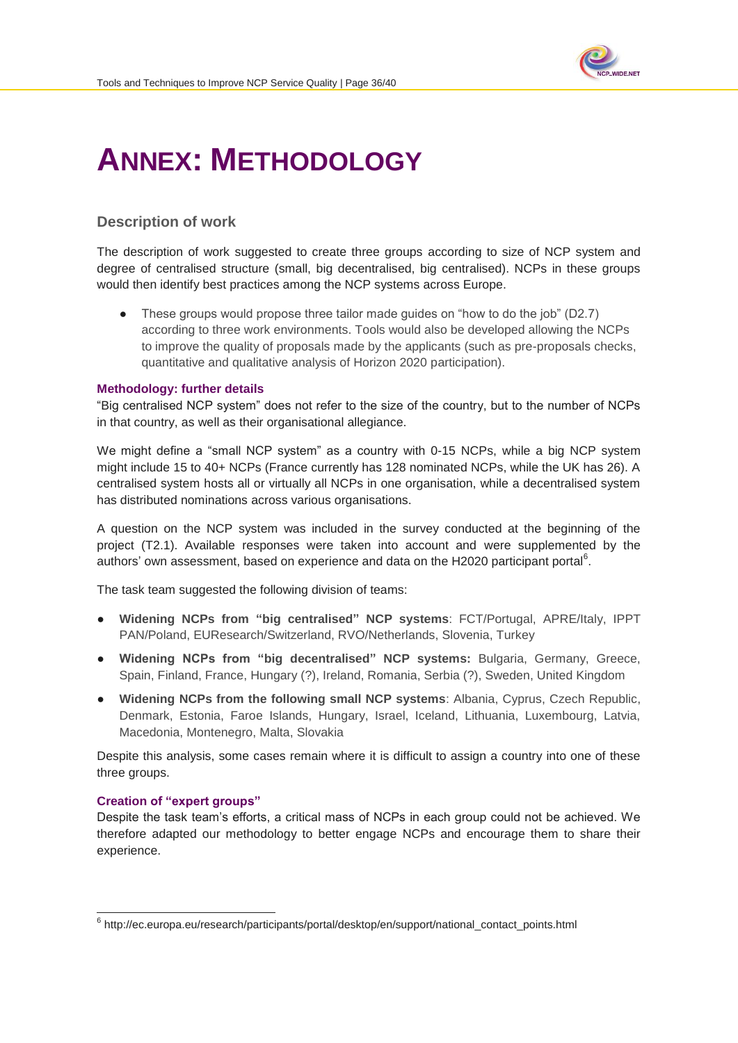# ANNEX: METHODOLOGY

## Description of work

The description of work suggested to create three groups according to size of NCP system and degree of centralised structure (small, big decentralised, big centralised). NCPs in these groups would then identify best practices among the NCP systems across Europe.

- These groups would propose three tailor made guides on "how to do the job" (D2.7) according to three work environments. Tools would also be developed allowing the NCPs to improve the quality of proposals made by the applicants (such as pre-proposals checks, quantitative and qualitative analysis of Horizon 2020 participation).

### Methodology: further details

"Big centralised NCP system" does not refer to the size of the country, but to the number of NCPs in that country, as well as their organisational allegiance.

We might define a "small NCP system" as a country with 0-15 NCPs, while a big NCP system might include 15 to 40+ NCPs (France currently has 128 nominated NCPs, while the UK has 26). A centralised system hosts all or virtually all NCPs in one organisation, while a decentralised system has distributed nominations across various organisations.

A question on the NCP system was included in the survey conducted at the beginning of the project (T2.1). Available responses were taken into account and were supplemented by the authors' own assessment, based on experience and data on the H2020 participant portal[6].

The task team suggested the following division of teams:

- **Widening NCPs from "big centralised" NCP systems**: FCT/Portugal, APRE/Italy, IPPT PAN/Poland, EUResearch/Switzerland, RVO/Netherlands, Slovenia, Turkey
- **Widening NCPs from "big decentralised" NCP systems:** Bulgaria, Germany, Greece, Spain, Finland, France, Hungary (?), Ireland, Romania, Serbia (?), Sweden, United Kingdom
- **Widening NCPs from the following small NCP systems**: Albania, Cyprus, Czech Republic, Denmark, Estonia, Faroe Islands, Hungary, Israel, Iceland, Lithuania, Luxembourg, Latvia, Macedonia, Montenegro, Malta, Slovakia

Despite this analysis, some cases remain where it is difficult to assign a country into one of these three groups.

### Creation of "expert groups"

Despite the task team's efforts, a critical mass of NCPs in each group could not be achieved. We therefore adapted our methodology to better engage NCPs and encourage them to share their experience.

[6] http://ec.europa.eu/research/participants/portal/desktop/en/support/national_contact_points.html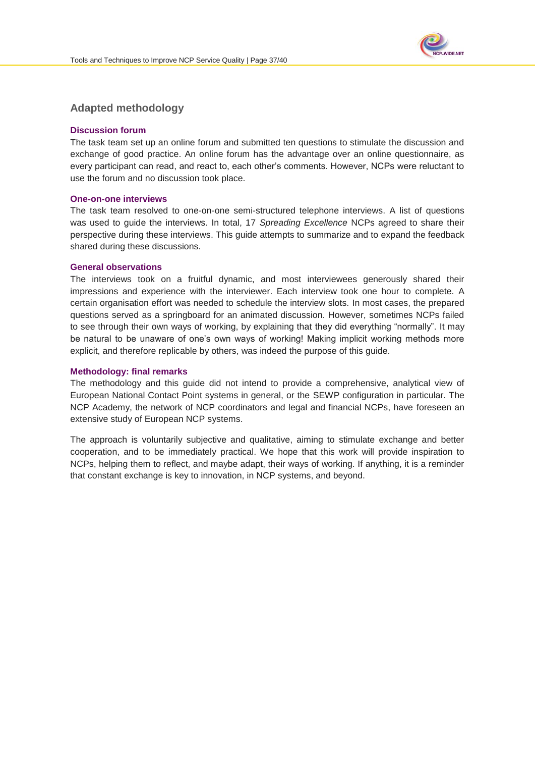## Adapted methodology

### Discussion forum

The task team set up an online forum and submitted ten questions to stimulate the discussion and exchange of good practice. An online forum has the advantage over an online questionnaire, as every participant can read, and react to, each other's comments. However, NCPs were reluctant to use the forum and no discussion took place.

### One-on-one interviews

The task team resolved to one-on-one semi-structured telephone interviews. A list of questions was used to guide the interviews. In total, 17 *Spreading Excellence* NCPs agreed to share their perspective during these interviews. This guide attempts to summarize and to expand the feedback shared during these discussions.

### General observations

The interviews took on a fruitful dynamic, and most interviewees generously shared their impressions and experience with the interviewer. Each interview took one hour to complete. A certain organisation effort was needed to schedule the interview slots. In most cases, the prepared questions served as a springboard for an animated discussion. However, sometimes NCPs failed to see through their own ways of working, by explaining that they did everything "normally". It may be natural to be unaware of one's own ways of working! Making implicit working methods more explicit, and therefore replicable by others, was indeed the purpose of this guide.

### Methodology: final remarks

The methodology and this guide did not intend to provide a comprehensive, analytical view of European National Contact Point systems in general, or the SEWP configuration in particular. The NCP Academy, the network of NCP coordinators and legal and financial NCPs, have foreseen an extensive study of European NCP systems.

The approach is voluntarily subjective and qualitative, aiming to stimulate exchange and better cooperation, and to be immediately practical. We hope that this work will provide inspiration to NCPs, helping them to reflect, and maybe adapt, their ways of working. If anything, it is a reminder that constant exchange is key to innovation, in NCP systems, and beyond.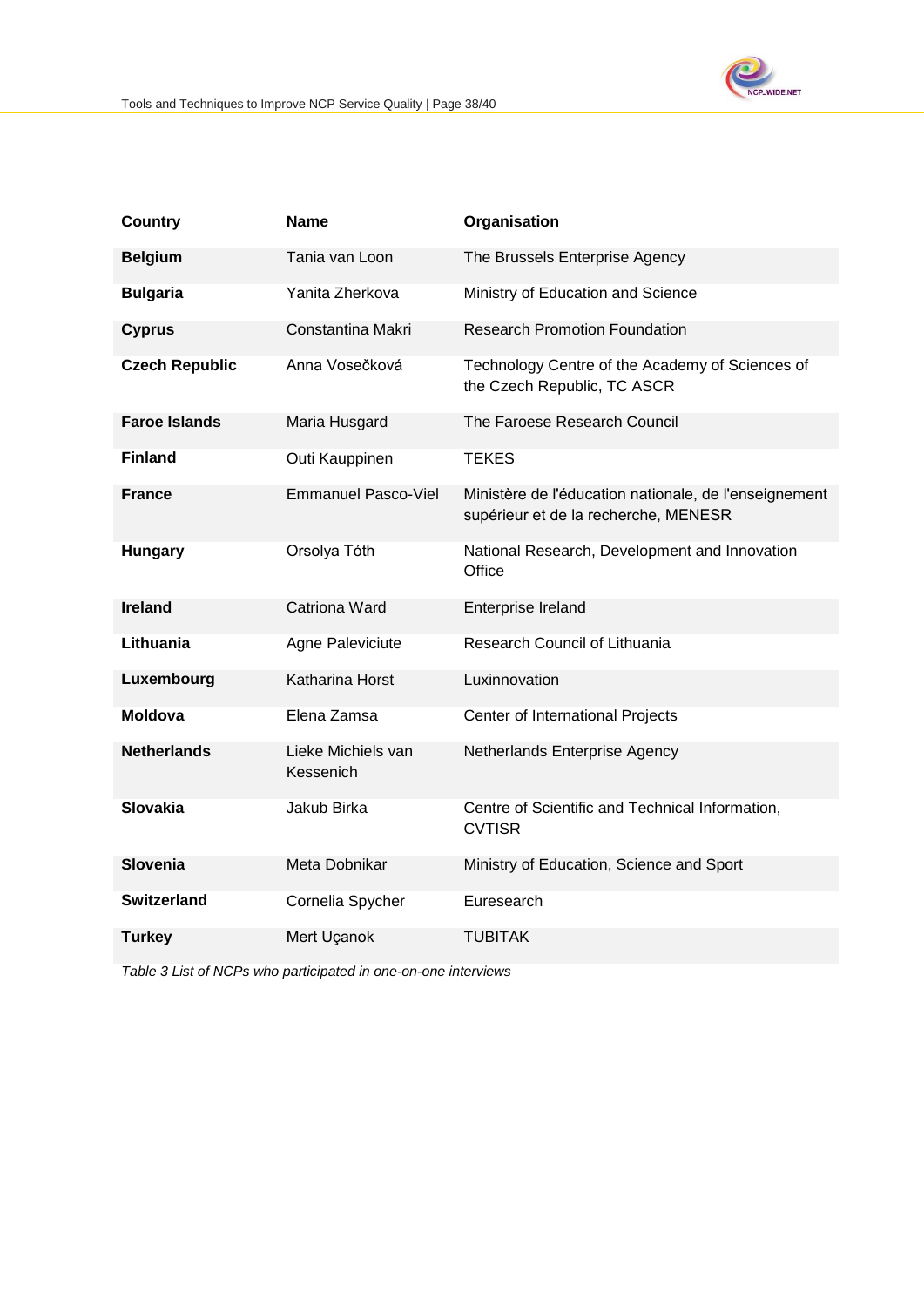| Country | Name | Organisation |
|---|---|---|
| **Belgium** | Tania van Loon | The Brussels Enterprise Agency |
| **Bulgaria** | Yanita Zherkova | Ministry of Education and Science |
| **Cyprus** | Constantina Makri | Research Promotion Foundation |
| **Czech Republic** | Anna Vosečková | Technology Centre of the Academy of Sciences of the Czech Republic, TC ASCR |
| **Faroe Islands** | Maria Husgard | The Faroese Research Council |
| **Finland** | Outi Kauppinen | TEKES |
| **France** | Emmanuel Pasco-Viel | Ministère de l'éducation nationale, de l'enseignement supérieur et de la recherche, MENESR |
| **Hungary** | Orsolya Tóth | National Research, Development and Innovation Office |
| **Ireland** | Catriona Ward | Enterprise Ireland |
| **Lithuania** | Agne Paleviciute | Research Council of Lithuania |
| **Luxembourg** | Katharina Horst | Luxinnovation |
| **Moldova** | Elena Zamsa | Center of International Projects |
| **Netherlands** | Lieke Michiels van Kessenich | Netherlands Enterprise Agency |
| **Slovakia** | Jakub Birka | Centre of Scientific and Technical Information, CVTISR |
| **Slovenia** | Meta Dobnikar | Ministry of Education, Science and Sport |
| **Switzerland** | Cornelia Spycher | Euresearch |
| **Turkey** | Mert Uçanok | TUBITAK |

*Table 3 List of NCPs who participated in one-on-one interviews*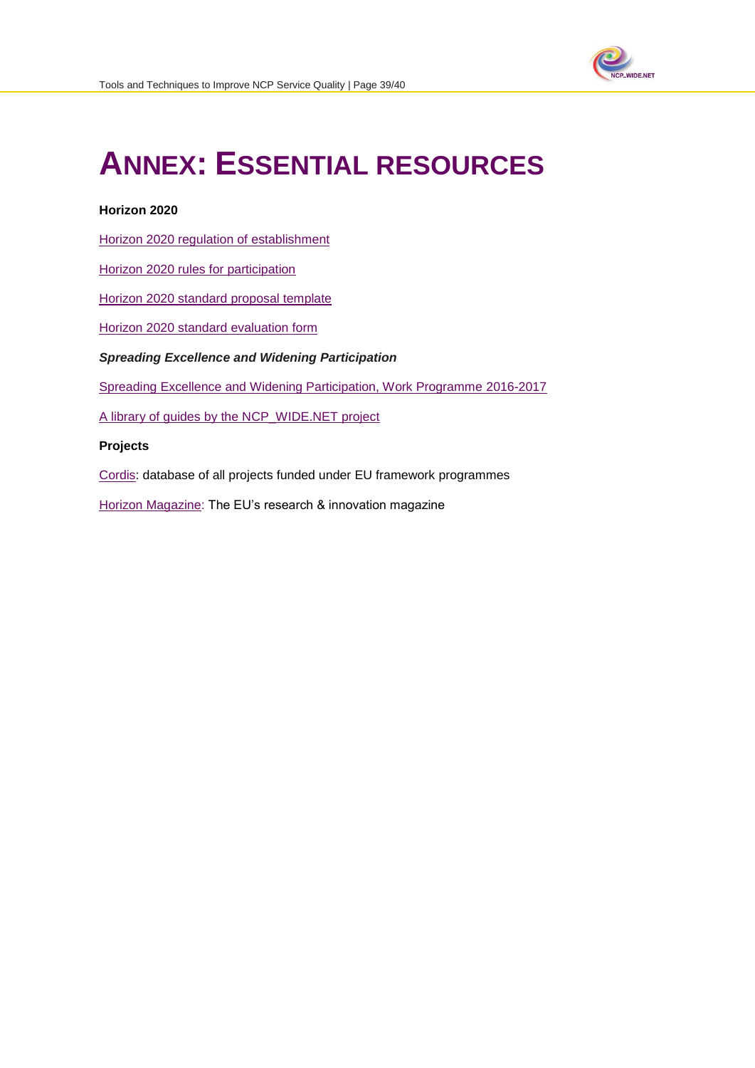# ANNEX: ESSENTIAL RESOURCES

**Horizon 2020**

Horizon 2020 regulation of establishment

Horizon 2020 rules for participation

Horizon 2020 standard proposal template

Horizon 2020 standard evaluation form

***Spreading Excellence and Widening Participation***

Spreading Excellence and Widening Participation, Work Programme 2016-2017

A library of guides by the NCP_WIDE.NET project

**Projects**

Cordis: database of all projects funded under EU framework programmes

Horizon Magazine: The EU's research & innovation magazine